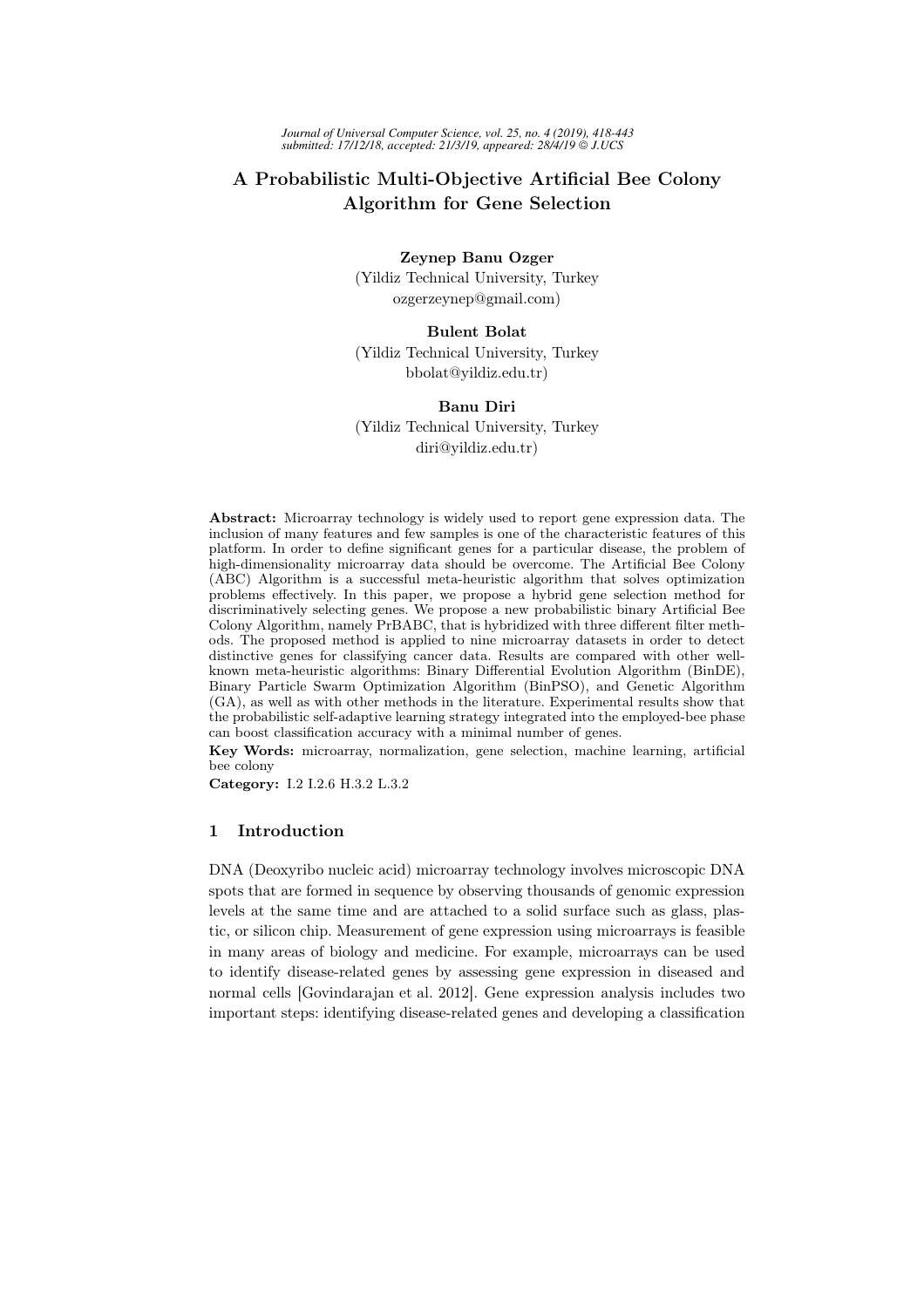# A Probabilistic Multi-Objective Artificial Bee Colony Algorithm for Gene Selection

**Zeynep Banu Ozger**
(Yildiz Technical University, Turkey
ozgerzeynep@gmail.com)

**Bulent Bolat**
(Yildiz Technical University, Turkey
bbolat@yildiz.edu.tr)

**Banu Diri**
(Yildiz Technical University, Turkey
diri@yildiz.edu.tr)

**Abstract:** Microarray technology is widely used to report gene expression data. The inclusion of many features and few samples is one of the characteristic features of this platform. In order to define significant genes for a particular disease, the problem of high-dimensionality microarray data should be overcome. The Artificial Bee Colony (ABC) Algorithm is a successful meta-heuristic algorithm that solves optimization problems effectively. In this paper, we propose a hybrid gene selection method for discriminatively selecting genes. We propose a new probabilistic binary Artificial Bee Colony Algorithm, namely PrBABC, that is hybridized with three different filter methods. The proposed method is applied to nine microarray datasets in order to detect distinctive genes for classifying cancer data. Results are compared with other well-known meta-heuristic algorithms: Binary Differential Evolution Algorithm (BinDE), Binary Particle Swarm Optimization Algorithm (BinPSO), and Genetic Algorithm (GA), as well as with other methods in the literature. Experimental results show that the probabilistic self-adaptive learning strategy integrated into the employed-bee phase can boost classification accuracy with a minimal number of genes.

**Key Words:** microarray, normalization, gene selection, machine learning, artificial bee colony

**Category:** I.2 I.2.6 H.3.2 L.3.2

## 1 Introduction

DNA (Deoxyribo nucleic acid) microarray technology involves microscopic DNA spots that are formed in sequence by observing thousands of genomic expression levels at the same time and are attached to a solid surface such as glass, plastic, or silicon chip. Measurement of gene expression using microarrays is feasible in many areas of biology and medicine. For example, microarrays can be used to identify disease-related genes by assessing gene expression in diseased and normal cells [Govindarajan et al. 2012]. Gene expression analysis includes two important steps: identifying disease-related genes and developing a classification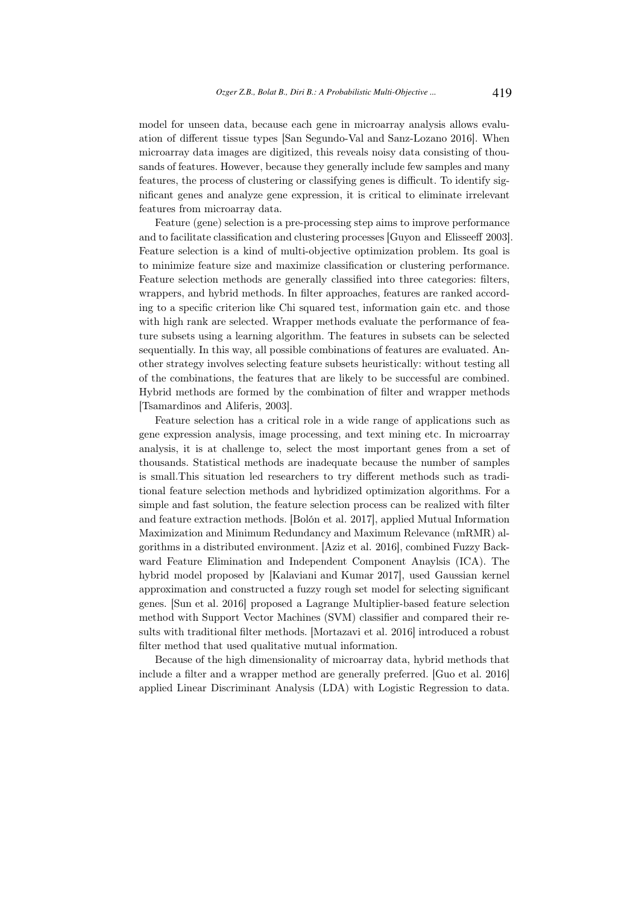model for unseen data, because each gene in microarray analysis allows evaluation of different tissue types [San Segundo-Val and Sanz-Lozano 2016]. When microarray data images are digitized, this reveals noisy data consisting of thousands of features. However, because they generally include few samples and many features, the process of clustering or classifying genes is difficult. To identify significant genes and analyze gene expression, it is critical to eliminate irrelevant features from microarray data.

Feature (gene) selection is a pre-processing step aims to improve performance and to facilitate classification and clustering processes [Guyon and Elisseeff 2003]. Feature selection is a kind of multi-objective optimization problem. Its goal is to minimize feature size and maximize classification or clustering performance. Feature selection methods are generally classified into three categories: filters, wrappers, and hybrid methods. In filter approaches, features are ranked according to a specific criterion like Chi squared test, information gain etc. and those with high rank are selected. Wrapper methods evaluate the performance of feature subsets using a learning algorithm. The features in subsets can be selected sequentially. In this way, all possible combinations of features are evaluated. Another strategy involves selecting feature subsets heuristically: without testing all of the combinations, the features that are likely to be successful are combined. Hybrid methods are formed by the combination of filter and wrapper methods [Tsamardinos and Aliferis, 2003].

Feature selection has a critical role in a wide range of applications such as gene expression analysis, image processing, and text mining etc. In microarray analysis, it is at challenge to, select the most important genes from a set of thousands. Statistical methods are inadequate because the number of samples is small.This situation led researchers to try different methods such as traditional feature selection methods and hybridized optimization algorithms. For a simple and fast solution, the feature selection process can be realized with filter and feature extraction methods. [Bolón et al. 2017], applied Mutual Information Maximization and Minimum Redundancy and Maximum Relevance (mRMR) algorithms in a distributed environment. [Aziz et al. 2016], combined Fuzzy Backward Feature Elimination and Independent Component Anaylsis (ICA). The hybrid model proposed by [Kalaviani and Kumar 2017], used Gaussian kernel approximation and constructed a fuzzy rough set model for selecting significant genes. [Sun et al. 2016] proposed a Lagrange Multiplier-based feature selection method with Support Vector Machines (SVM) classifier and compared their results with traditional filter methods. [Mortazavi et al. 2016] introduced a robust filter method that used qualitative mutual information.

Because of the high dimensionality of microarray data, hybrid methods that include a filter and a wrapper method are generally preferred. [Guo et al. 2016] applied Linear Discriminant Analysis (LDA) with Logistic Regression to data.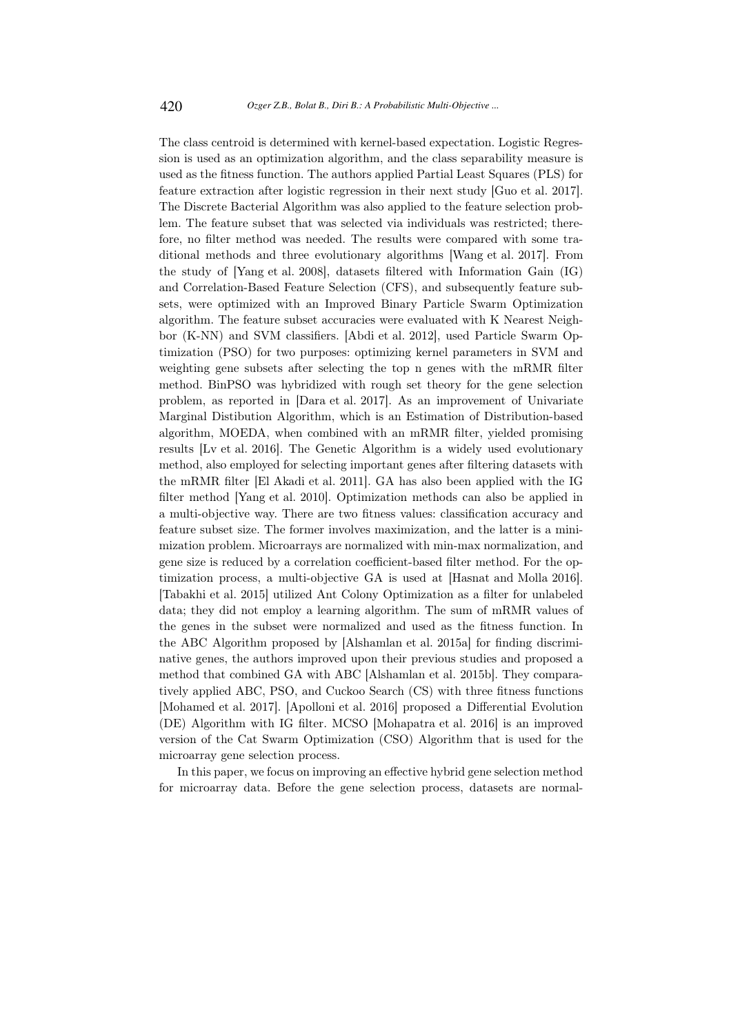The class centroid is determined with kernel-based expectation. Logistic Regression is used as an optimization algorithm, and the class separability measure is used as the fitness function. The authors applied Partial Least Squares (PLS) for feature extraction after logistic regression in their next study [Guo et al. 2017]. The Discrete Bacterial Algorithm was also applied to the feature selection problem. The feature subset that was selected via individuals was restricted; therefore, no filter method was needed. The results were compared with some traditional methods and three evolutionary algorithms [Wang et al. 2017]. From the study of [Yang et al. 2008], datasets filtered with Information Gain (IG) and Correlation-Based Feature Selection (CFS), and subsequently feature subsets, were optimized with an Improved Binary Particle Swarm Optimization algorithm. The feature subset accuracies were evaluated with K Nearest Neighbor (K-NN) and SVM classifiers. [Abdi et al. 2012], used Particle Swarm Optimization (PSO) for two purposes: optimizing kernel parameters in SVM and weighting gene subsets after selecting the top n genes with the mRMR filter method. BinPSO was hybridized with rough set theory for the gene selection problem, as reported in [Dara et al. 2017]. As an improvement of Univariate Marginal Distibution Algorithm, which is an Estimation of Distribution-based algorithm, MOEDA, when combined with an mRMR filter, yielded promising results [Lv et al. 2016]. The Genetic Algorithm is a widely used evolutionary method, also employed for selecting important genes after filtering datasets with the mRMR filter [El Akadi et al. 2011]. GA has also been applied with the IG filter method [Yang et al. 2010]. Optimization methods can also be applied in a multi-objective way. There are two fitness values: classification accuracy and feature subset size. The former involves maximization, and the latter is a minimization problem. Microarrays are normalized with min-max normalization, and gene size is reduced by a correlation coefficient-based filter method. For the optimization process, a multi-objective GA is used at [Hasnat and Molla 2016]. [Tabakhi et al. 2015] utilized Ant Colony Optimization as a filter for unlabeled data; they did not employ a learning algorithm. The sum of mRMR values of the genes in the subset were normalized and used as the fitness function. In the ABC Algorithm proposed by [Alshamlan et al. 2015a] for finding discriminative genes, the authors improved upon their previous studies and proposed a method that combined GA with ABC [Alshamlan et al. 2015b]. They comparatively applied ABC, PSO, and Cuckoo Search (CS) with three fitness functions [Mohamed et al. 2017]. [Apolloni et al. 2016] proposed a Differential Evolution (DE) Algorithm with IG filter. MCSO [Mohapatra et al. 2016] is an improved version of the Cat Swarm Optimization (CSO) Algorithm that is used for the microarray gene selection process.

In this paper, we focus on improving an effective hybrid gene selection method for microarray data. Before the gene selection process, datasets are normal-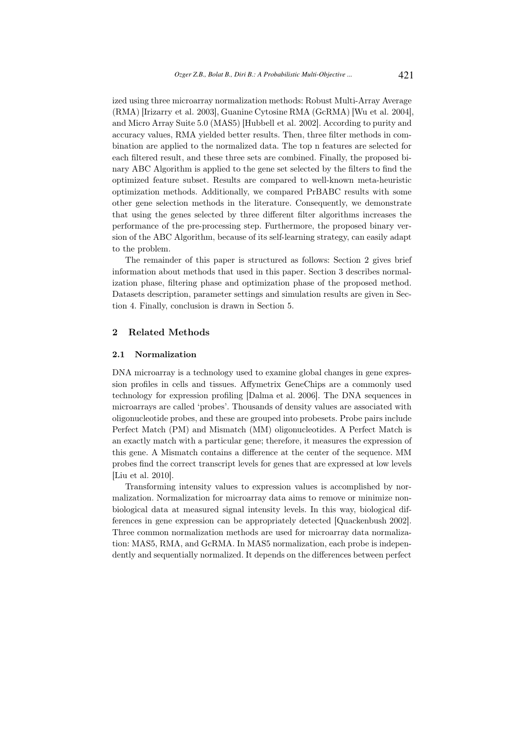ized using three microarray normalization methods: Robust Multi-Array Average (RMA) [Irizarry et al. 2003], Guanine Cytosine RMA (GcRMA) [Wu et al. 2004], and Micro Array Suite 5.0 (MAS5) [Hubbell et al. 2002]. According to purity and accuracy values, RMA yielded better results. Then, three filter methods in combination are applied to the normalized data. The top n features are selected for each filtered result, and these three sets are combined. Finally, the proposed binary ABC Algorithm is applied to the gene set selected by the filters to find the optimized feature subset. Results are compared to well-known meta-heuristic optimization methods. Additionally, we compared PrBABC results with some other gene selection methods in the literature. Consequently, we demonstrate that using the genes selected by three different filter algorithms increases the performance of the pre-processing step. Furthermore, the proposed binary version of the ABC Algorithm, because of its self-learning strategy, can easily adapt to the problem.

The remainder of this paper is structured as follows: Section 2 gives brief information about methods that used in this paper. Section 3 describes normalization phase, filtering phase and optimization phase of the proposed method. Datasets description, parameter settings and simulation results are given in Section 4. Finally, conclusion is drawn in Section 5.

## 2 Related Methods

### 2.1 Normalization

DNA microarray is a technology used to examine global changes in gene expression profiles in cells and tissues. Affymetrix GeneChips are a commonly used technology for expression profiling [Dalma et al. 2006]. The DNA sequences in microarrays are called 'probes'. Thousands of density values are associated with oligonucleotide probes, and these are grouped into probesets. Probe pairs include Perfect Match (PM) and Mismatch (MM) oligonucleotides. A Perfect Match is an exactly match with a particular gene; therefore, it measures the expression of this gene. A Mismatch contains a difference at the center of the sequence. MM probes find the correct transcript levels for genes that are expressed at low levels [Liu et al. 2010].

Transforming intensity values to expression values is accomplished by normalization. Normalization for microarray data aims to remove or minimize nonbiological data at measured signal intensity levels. In this way, biological differences in gene expression can be appropriately detected [Quackenbush 2002]. Three common normalization methods are used for microarray data normalization: MAS5, RMA, and GcRMA. In MAS5 normalization, each probe is independently and sequentially normalized. It depends on the differences between perfect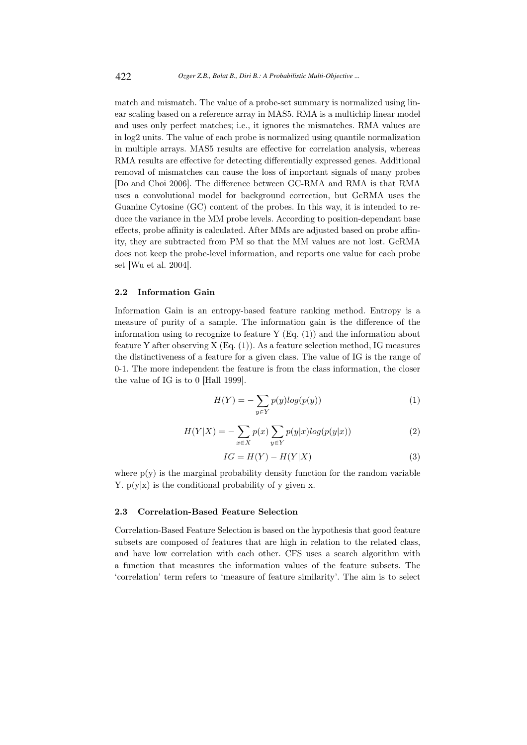match and mismatch. The value of a probe-set summary is normalized using linear scaling based on a reference array in MAS5. RMA is a multichip linear model and uses only perfect matches; i.e., it ignores the mismatches. RMA values are in log2 units. The value of each probe is normalized using quantile normalization in multiple arrays. MAS5 results are effective for correlation analysis, whereas RMA results are effective for detecting differentially expressed genes. Additional removal of mismatches can cause the loss of important signals of many probes [Do and Choi 2006]. The difference between GC-RMA and RMA is that RMA uses a convolutional model for background correction, but GcRMA uses the Guanine Cytosine (GC) content of the probes. In this way, it is intended to reduce the variance in the MM probe levels. According to position-dependant base effects, probe affinity is calculated. After MMs are adjusted based on probe affinity, they are subtracted from PM so that the MM values are not lost. GcRMA does not keep the probe-level information, and reports one value for each probe set [Wu et al. 2004].

### 2.2 Information Gain

Information Gain is an entropy-based feature ranking method. Entropy is a measure of purity of a sample. The information gain is the difference of the information using to recognize to feature Y (Eq. (1)) and the information about feature Y after observing X (Eq. (1)). As a feature selection method, IG measures the distinctiveness of a feature for a given class. The value of IG is the range of 0-1. The more independent the feature is from the class information, the closer the value of IG is to 0 [Hall 1999].

$$H(Y) = -\sum_{y \in Y} p(y) log(p(y)) \tag{1}$$

$$H(Y|X) = -\sum_{x \in X} p(x) \sum_{y \in Y} p(y|x) log(p(y|x)) \tag{2}$$

$$IG = H(Y) - H(Y|X) \tag{3}$$

where p(y) is the marginal probability density function for the random variable Y. p(y|x) is the conditional probability of y given x.

### 2.3 Correlation-Based Feature Selection

Correlation-Based Feature Selection is based on the hypothesis that good feature subsets are composed of features that are high in relation to the related class, and have low correlation with each other. CFS uses a search algorithm with a function that measures the information values of the feature subsets. The 'correlation' term refers to 'measure of feature similarity'. The aim is to select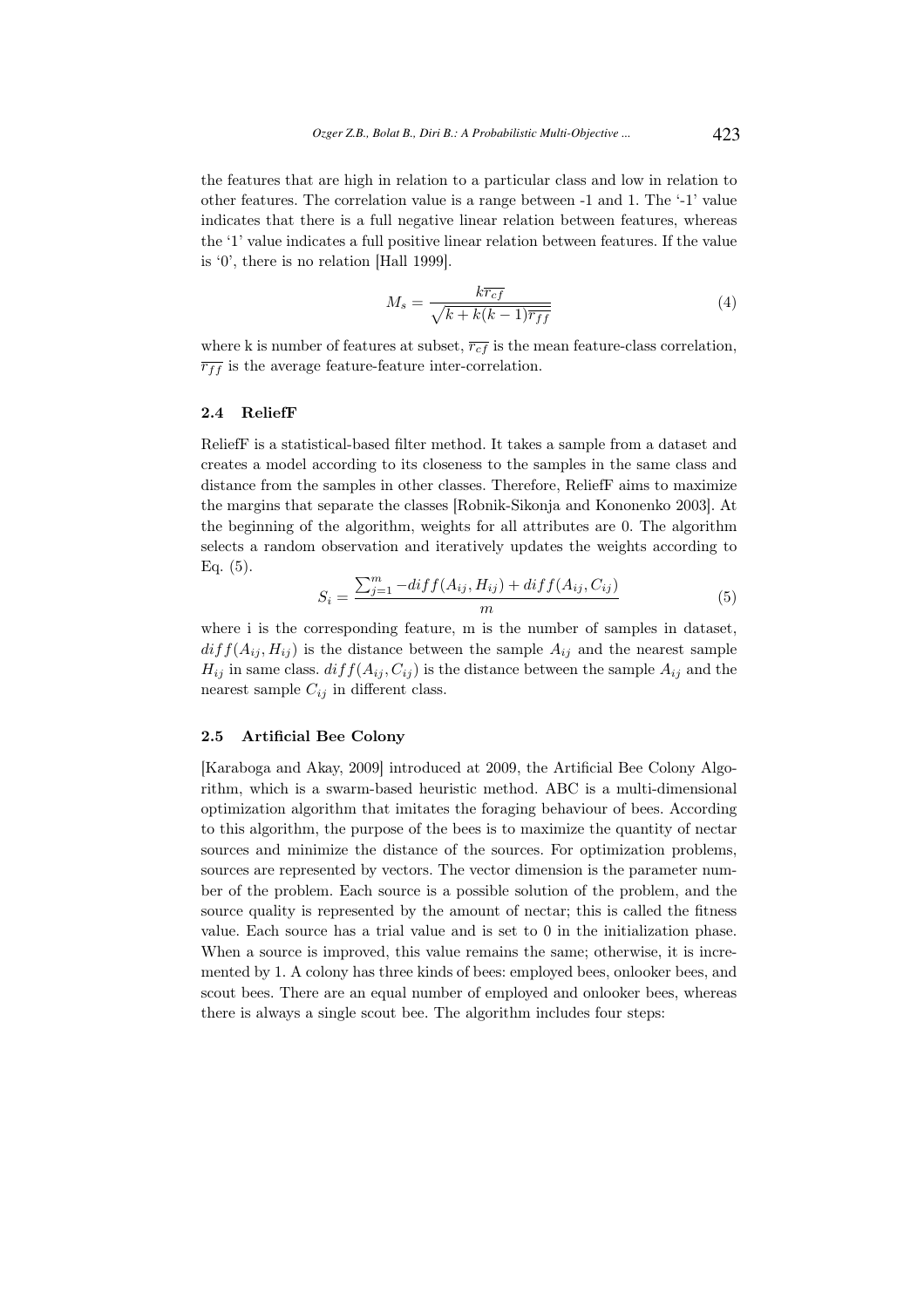the features that are high in relation to a particular class and low in relation to other features. The correlation value is a range between -1 and 1. The '-1' value indicates that there is a full negative linear relation between features, whereas the '1' value indicates a full positive linear relation between features. If the value is '0', there is no relation [Hall 1999].

$$M_s = \frac{k\overline{r_{cf}}}{\sqrt{k + k(k-1)\overline{r_{ff}}}} \tag{4}$$

where k is number of features at subset, $\overline{r_{cf}}$ is the mean feature-class correlation, $\overline{r_{ff}}$ is the average feature-feature inter-correlation.

### 2.4 ReliefF

ReliefF is a statistical-based filter method. It takes a sample from a dataset and creates a model according to its closeness to the samples in the same class and distance from the samples in other classes. Therefore, ReliefF aims to maximize the margins that separate the classes [Robnik-Sikonja and Kononenko 2003]. At the beginning of the algorithm, weights for all attributes are 0. The algorithm selects a random observation and iteratively updates the weights according to Eq. (5).

$$S_i = \frac{\sum_{j=1}^{m} -diff(A_{ij}, H_{ij}) + diff(A_{ij}, C_{ij})}{m} \tag{5}$$

where i is the corresponding feature, m is the number of samples in dataset, $diff(A_{ij}, H_{ij})$ is the distance between the sample $A_{ij}$ and the nearest sample $H_{ij}$ in same class. $diff(A_{ij}, C_{ij})$ is the distance between the sample $A_{ij}$ and the nearest sample $C_{ij}$ in different class.

### 2.5 Artificial Bee Colony

[Karaboga and Akay, 2009] introduced at 2009, the Artificial Bee Colony Algorithm, which is a swarm-based heuristic method. ABC is a multi-dimensional optimization algorithm that imitates the foraging behaviour of bees. According to this algorithm, the purpose of the bees is to maximize the quantity of nectar sources and minimize the distance of the sources. For optimization problems, sources are represented by vectors. The vector dimension is the parameter number of the problem. Each source is a possible solution of the problem, and the source quality is represented by the amount of nectar; this is called the fitness value. Each source has a trial value and is set to 0 in the initialization phase. When a source is improved, this value remains the same; otherwise, it is incremented by 1. A colony has three kinds of bees: employed bees, onlooker bees, and scout bees. There are an equal number of employed and onlooker bees, whereas there is always a single scout bee. The algorithm includes four steps: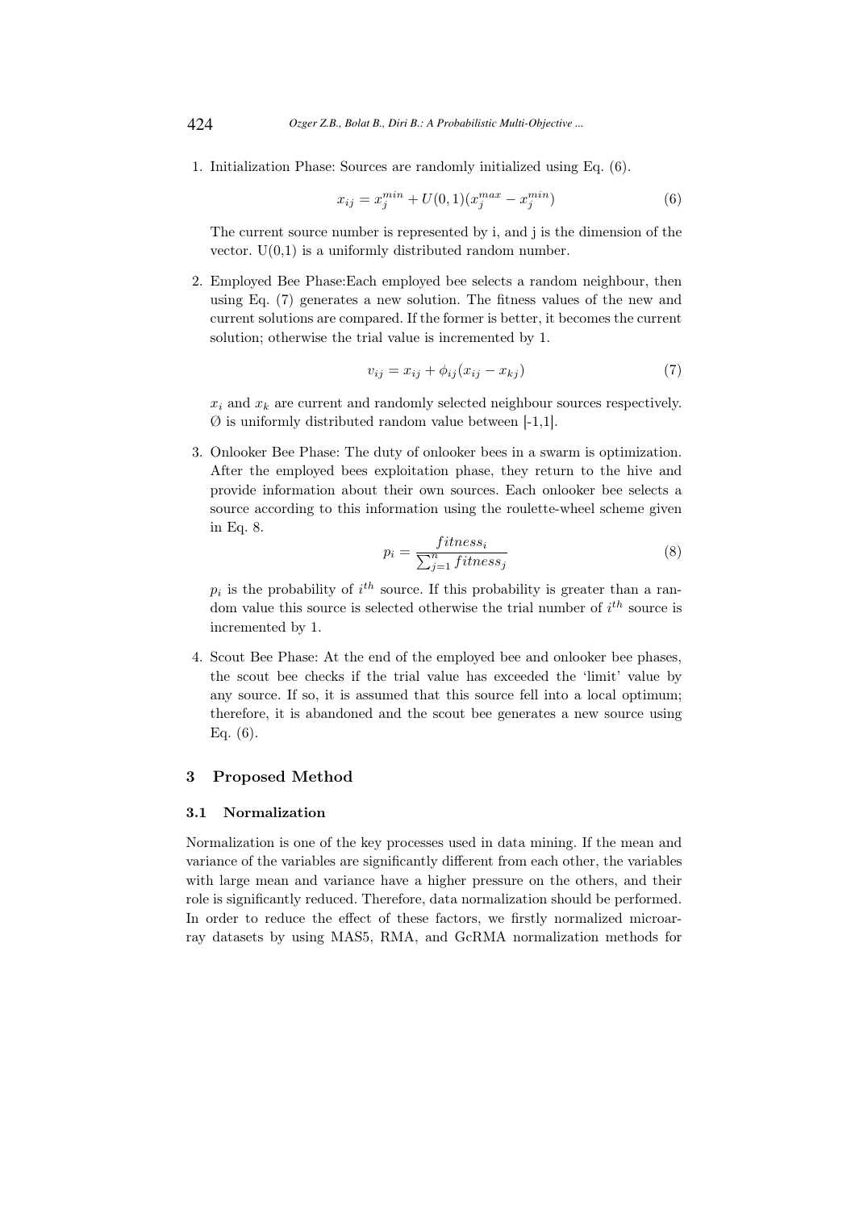1. Initialization Phase: Sources are randomly initialized using Eq. (6).

$$x_{ij} = x_j^{min} + U(0,1)(x_j^{max} - x_j^{min}) \tag{6}$$

   The current source number is represented by i, and j is the dimension of the vector. U(0,1) is a uniformly distributed random number.

2. Employed Bee Phase:Each employed bee selects a random neighbour, then using Eq. (7) generates a new solution. The fitness values of the new and current solutions are compared. If the former is better, it becomes the current solution; otherwise the trial value is incremented by 1.

$$v_{ij} = x_{ij} + \phi_{ij}(x_{ij} - x_{kj}) \tag{7}$$

   $x_i$ and $x_k$ are current and randomly selected neighbour sources respectively. Ø is uniformly distributed random value between [-1,1].

3. Onlooker Bee Phase: The duty of onlooker bees in a swarm is optimization. After the employed bees exploitation phase, they return to the hive and provide information about their own sources. Each onlooker bee selects a source according to this information using the roulette-wheel scheme given in Eq. 8.

$$p_i = \frac{fitness_i}{\sum_{j=1}^{n} fitness_j} \tag{8}$$

   $p_i$ is the probability of $i^{th}$ source. If this probability is greater than a random value this source is selected otherwise the trial number of $i^{th}$ source is incremented by 1.

4. Scout Bee Phase: At the end of the employed bee and onlooker bee phases, the scout bee checks if the trial value has exceeded the 'limit' value by any source. If so, it is assumed that this source fell into a local optimum; therefore, it is abandoned and the scout bee generates a new source using Eq. (6).

## 3 Proposed Method

### 3.1 Normalization

Normalization is one of the key processes used in data mining. If the mean and variance of the variables are significantly different from each other, the variables with large mean and variance have a higher pressure on the others, and their role is significantly reduced. Therefore, data normalization should be performed. In order to reduce the effect of these factors, we firstly normalized microarray datasets by using MAS5, RMA, and GcRMA normalization methods for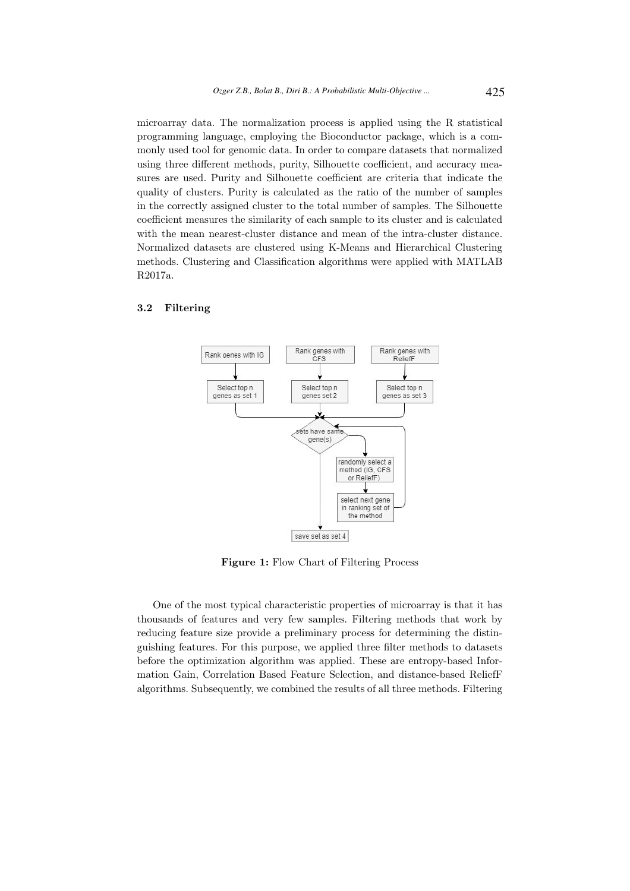microarray data. The normalization process is applied using the R statistical programming language, employing the Bioconductor package, which is a commonly used tool for genomic data. In order to compare datasets that normalized using three different methods, purity, Silhouette coefficient, and accuracy measures are used. Purity and Silhouette coefficient are criteria that indicate the quality of clusters. Purity is calculated as the ratio of the number of samples in the correctly assigned cluster to the total number of samples. The Silhouette coefficient measures the similarity of each sample to its cluster and is calculated with the mean nearest-cluster distance and mean of the intra-cluster distance. Normalized datasets are clustered using K-Means and Hierarchical Clustering methods. Clustering and Classification algorithms were applied with MATLAB R2017a.

### 3.2 Filtering

**Figure 1:** Flow Chart of Filtering Process

One of the most typical characteristic properties of microarray is that it has thousands of features and very few samples. Filtering methods that work by reducing feature size provide a preliminary process for determining the distinguishing features. For this purpose, we applied three filter methods to datasets before the optimization algorithm was applied. These are entropy-based Information Gain, Correlation Based Feature Selection, and distance-based ReliefF algorithms. Subsequently, we combined the results of all three methods. Filtering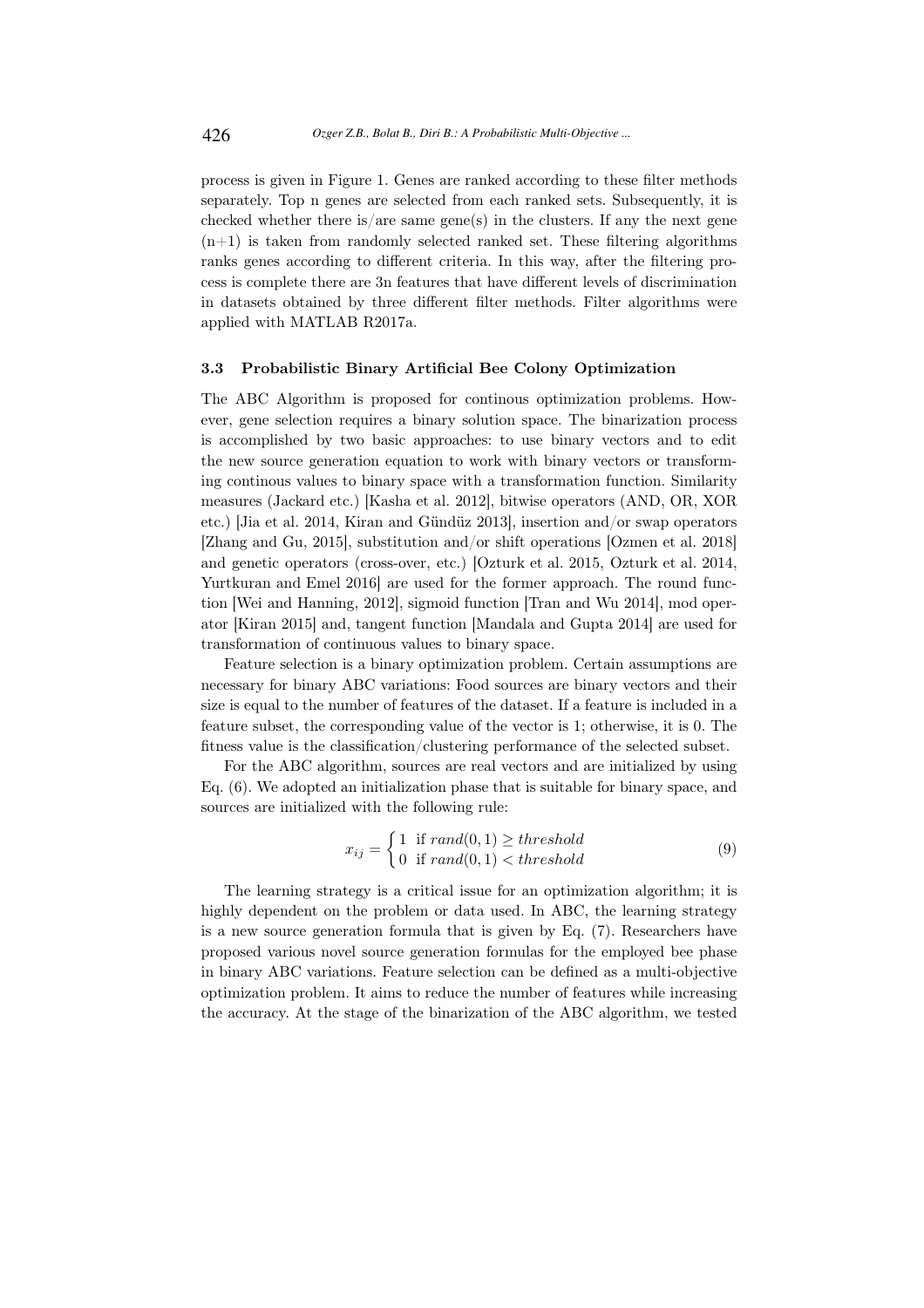process is given in Figure 1. Genes are ranked according to these filter methods separately. Top n genes are selected from each ranked sets. Subsequently, it is checked whether there is/are same gene(s) in the clusters. If any the next gene (n+1) is taken from randomly selected ranked set. These filtering algorithms ranks genes according to different criteria. In this way, after the filtering process is complete there are 3n features that have different levels of discrimination in datasets obtained by three different filter methods. Filter algorithms were applied with MATLAB R2017a.

### 3.3 Probabilistic Binary Artificial Bee Colony Optimization

The ABC Algorithm is proposed for continous optimization problems. However, gene selection requires a binary solution space. The binarization process is accomplished by two basic approaches: to use binary vectors and to edit the new source generation equation to work with binary vectors or transforming continous values to binary space with a transformation function. Similarity measures (Jackard etc.) [Kasha et al. 2012], bitwise operators (AND, OR, XOR etc.) [Jia et al. 2014, Kiran and Gündüz 2013], insertion and/or swap operators [Zhang and Gu, 2015], substitution and/or shift operations [Ozmen et al. 2018] and genetic operators (cross-over, etc.) [Ozturk et al. 2015, Ozturk et al. 2014, Yurtkuran and Emel 2016] are used for the former approach. The round function [Wei and Hanning, 2012], sigmoid function [Tran and Wu 2014], mod operator [Kiran 2015] and, tangent function [Mandala and Gupta 2014] are used for transformation of continuous values to binary space.

Feature selection is a binary optimization problem. Certain assumptions are necessary for binary ABC variations: Food sources are binary vectors and their size is equal to the number of features of the dataset. If a feature is included in a feature subset, the corresponding value of the vector is 1; otherwise, it is 0. The fitness value is the classification/clustering performance of the selected subset.

For the ABC algorithm, sources are real vectors and are initialized by using Eq. (6). We adopted an initialization phase that is suitable for binary space, and sources are initialized with the following rule:

$$x_{ij} = \begin{cases} 1 & \text{if } rand(0,1) \geq threshold \\ 0 & \text{if } rand(0,1) < threshold \end{cases} \tag{9}$$

The learning strategy is a critical issue for an optimization algorithm; it is highly dependent on the problem or data used. In ABC, the learning strategy is a new source generation formula that is given by Eq. (7). Researchers have proposed various novel source generation formulas for the employed bee phase in binary ABC variations. Feature selection can be defined as a multi-objective optimization problem. It aims to reduce the number of features while increasing the accuracy. At the stage of the binarization of the ABC algorithm, we tested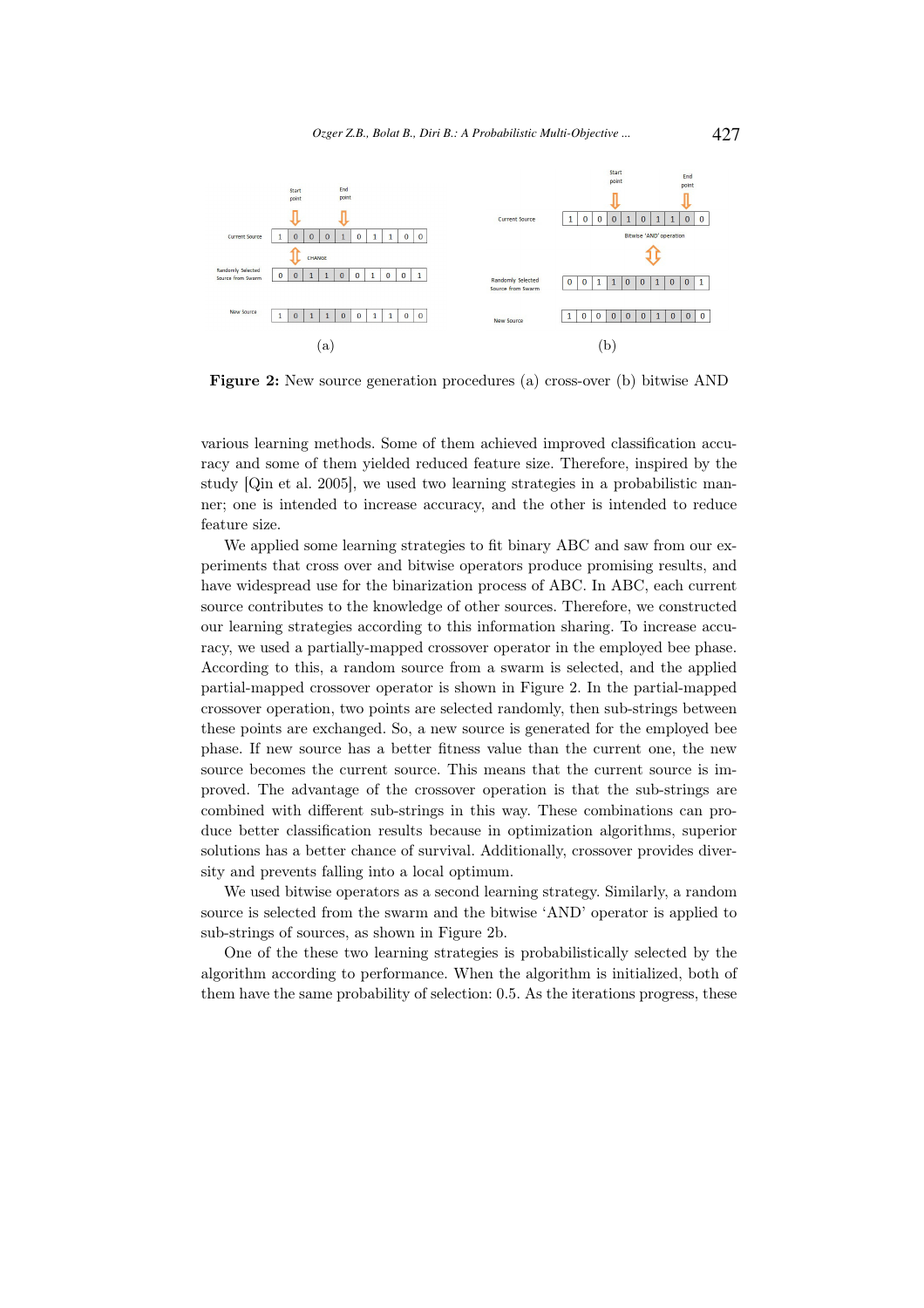Figure 2: New source generation procedures (a) cross-over (b) bitwise AND

various learning methods. Some of them achieved improved classification accuracy and some of them yielded reduced feature size. Therefore, inspired by the study [Qin et al. 2005], we used two learning strategies in a probabilistic manner; one is intended to increase accuracy, and the other is intended to reduce feature size.

We applied some learning strategies to fit binary ABC and saw from our experiments that cross over and bitwise operators produce promising results, and have widespread use for the binarization process of ABC. In ABC, each current source contributes to the knowledge of other sources. Therefore, we constructed our learning strategies according to this information sharing. To increase accuracy, we used a partially-mapped crossover operator in the employed bee phase. According to this, a random source from a swarm is selected, and the applied partial-mapped crossover operator is shown in Figure 2. In the partial-mapped crossover operation, two points are selected randomly, then sub-strings between these points are exchanged. So, a new source is generated for the employed bee phase. If new source has a better fitness value than the current one, the new source becomes the current source. This means that the current source is improved. The advantage of the crossover operation is that the sub-strings are combined with different sub-strings in this way. These combinations can produce better classification results because in optimization algorithms, superior solutions has a better chance of survival. Additionally, crossover provides diversity and prevents falling into a local optimum.

We used bitwise operators as a second learning strategy. Similarly, a random source is selected from the swarm and the bitwise 'AND' operator is applied to sub-strings of sources, as shown in Figure 2b.

One of the these two learning strategies is probabilistically selected by the algorithm according to performance. When the algorithm is initialized, both of them have the same probability of selection: 0.5. As the iterations progress, these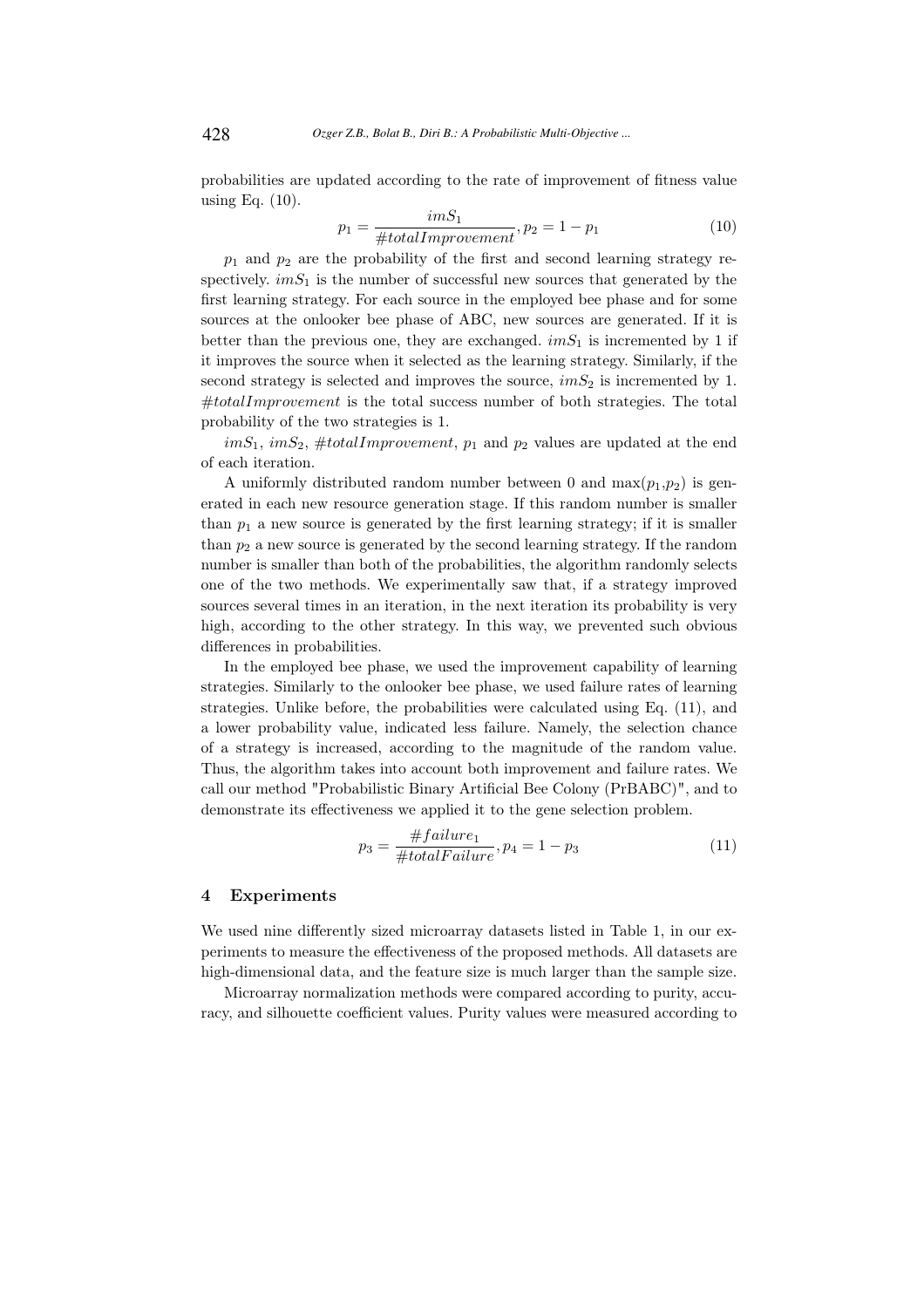probabilities are updated according to the rate of improvement of fitness value using Eq. (10).

$$p_1 = \frac{imS_1}{\#totalImprovement}, p_2 = 1 - p_1 \tag{10}$$

$p_1$ and $p_2$ are the probability of the first and second learning strategy respectively. $imS_1$ is the number of successful new sources that generated by the first learning strategy. For each source in the employed bee phase and for some sources at the onlooker bee phase of ABC, new sources are generated. If it is better than the previous one, they are exchanged. $imS_1$ is incremented by 1 if it improves the source when it selected as the learning strategy. Similarly, if the second strategy is selected and improves the source, $imS_2$ is incremented by 1. $\#totalImprovement$ is the total success number of both strategies. The total probability of the two strategies is 1.

$imS_1$, $imS_2$, $\#totalImprovement$, $p_1$ and $p_2$ values are updated at the end of each iteration.

A uniformly distributed random number between 0 and $\max(p_1,p_2)$ is generated in each new resource generation stage. If this random number is smaller than $p_1$ a new source is generated by the first learning strategy; if it is smaller than $p_2$ a new source is generated by the second learning strategy. If the random number is smaller than both of the probabilities, the algorithm randomly selects one of the two methods. We experimentally saw that, if a strategy improved sources several times in an iteration, in the next iteration its probability is very high, according to the other strategy. In this way, we prevented such obvious differences in probabilities.

In the employed bee phase, we used the improvement capability of learning strategies. Similarly to the onlooker bee phase, we used failure rates of learning strategies. Unlike before, the probabilities were calculated using Eq. (11), and a lower probability value, indicated less failure. Namely, the selection chance of a strategy is increased, according to the magnitude of the random value. Thus, the algorithm takes into account both improvement and failure rates. We call our method "Probabilistic Binary Artificial Bee Colony (PrBABC)", and to demonstrate its effectiveness we applied it to the gene selection problem.

$$p_3 = \frac{\#failure_1}{\#totalFailure}, p_4 = 1 - p_3 \tag{11}$$

## 4 Experiments

We used nine differently sized microarray datasets listed in Table 1, in our experiments to measure the effectiveness of the proposed methods. All datasets are high-dimensional data, and the feature size is much larger than the sample size.

Microarray normalization methods were compared according to purity, accuracy, and silhouette coefficient values. Purity values were measured according to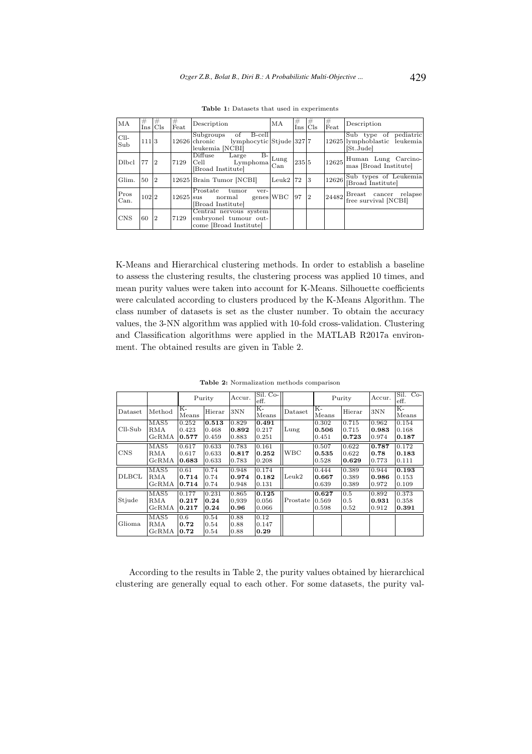**Table 1:** Datasets that used in experiments

| MA | # Ins | # Cls | # Feat | Description | MA | # Ins | # Cls | # Feat | Description |
|---|---|---|---|---|---|---|---|---|---|
| Cll-Sub | 111 | 3 | 12626 | Subgroups of B-cell chronic lymphocytic leukemia [NCBI] | Stjude | 327 | 7 | 12625 | Sub type of pediatric lymphoblastic leukemia [St.Jude] |
| Dlbcl | 77 | 2 | 7129 | Diffuse Large B-Cell Lymphoma [Broad Institute] | Lung Can | 235 | 5 | 12625 | Human Lung Carcinomas [Broad Institute] |
| Glim. | 50 | 2 | 12625 | Brain Tumor [NCBI] | Leuk2 | 72 | 3 | 12626 | Sub types of Leukemia [Broad Institute] |
| Pros Can. | 102 | 2 | 12625 | Prostate tumor versus normal genes [Broad Institute] | WBC | 97 | 2 | 24482 | Breast cancer relapse free survival [NCBI] |
| CNS | 60 | 2 | 7129 | Central nervous system embryonel tumour outcome [Broad Institute] | | | | | |

K-Means and Hierarchical clustering methods. In order to establish a baseline to assess the clustering results, the clustering process was applied 10 times, and mean purity values were taken into account for K-Means. Silhouette coefficients were calculated according to clusters produced by the K-Means Algorithm. The class number of datasets is set as the cluster number. To obtain the accuracy values, the 3-NN algorithm was applied with 10-fold cross-validation. Clustering and Classification algorithms were applied in the MATLAB R2017a environment. The obtained results are given in Table 2.

**Table 2:** Normalization methods comparison

| | | Purity | | Accur. | Sil. Co-eff. | | Purity | | Accur. | Sil. Co-eff. |
|---|---|---|---|---|---|---|---|---|---|---|
| Dataset | Method | K-Means | Hierar | 3NN | K-Means | Dataset | K-Means | Hierar | 3NN | K-Means |
| Cll-Sub | MAS5<br>RMA<br>GcRMA | 0.252<br>0.423<br>**0.577** | **0.513**<br>0.468<br>0.459 | 0.829<br>**0.892**<br>0.883 | **0.491**<br>0.217<br>0.251 | Lung | 0.302<br>**0.506**<br>0.451 | 0.715<br>0.715<br>**0.723** | 0.962<br>**0.983**<br>0.974 | 0.154<br>0.168<br>**0.187** |
| CNS | MAS5<br>RMA<br>GcRMA | 0.617<br>0.617<br>**0.683** | 0.633<br>0.633<br>0.633 | 0.783<br>**0.817**<br>0.783 | 0.161<br>**0.252**<br>0.208 | WBC | 0.507<br>**0.535**<br>0.528 | 0.622<br>0.622<br>**0.629** | **0.787**<br>**0.78**<br>0.773 | 0.172<br>**0.183**<br>0.111 |
| DLBCL | MAS5<br>RMA<br>GcRMA | 0.61<br>**0.714**<br>**0.714** | 0.74<br>0.74<br>0.74 | 0.948<br>**0.974**<br>0.948 | 0.174<br>**0.182**<br>0.131 | Leuk2 | 0.444<br>**0.667**<br>0.639 | 0.389<br>0.389<br>0.389 | 0.944<br>**0.986**<br>0.972 | **0.193**<br>0.153<br>0.109 |
| Stjude | MAS5<br>RMA<br>GcRMA | 0.177<br>**0.217**<br>**0.217** | 0.231<br>**0.24**<br>**0.24** | 0.865<br>0,939<br>**0.96** | **0.125**<br>0.056<br>0.066 | Prostate | **0.627**<br>0.569<br>0.598 | 0.5<br>0.5<br>0.52 | 0.892<br>**0.931**<br>0.912 | 0.373<br>0.358<br>**0.391** |
| Glioma | MAS5<br>RMA<br>GcRMA | 0.6<br>**0.72**<br>**0.72** | 0.54<br>0.54<br>0.54 | 0.88<br>0.88<br>0.88 | 0.12<br>0.147<br>**0.29** | | | | | |

According to the results in Table 2, the purity values obtained by hierarchical clustering are generally equal to each other. For some datasets, the purity val-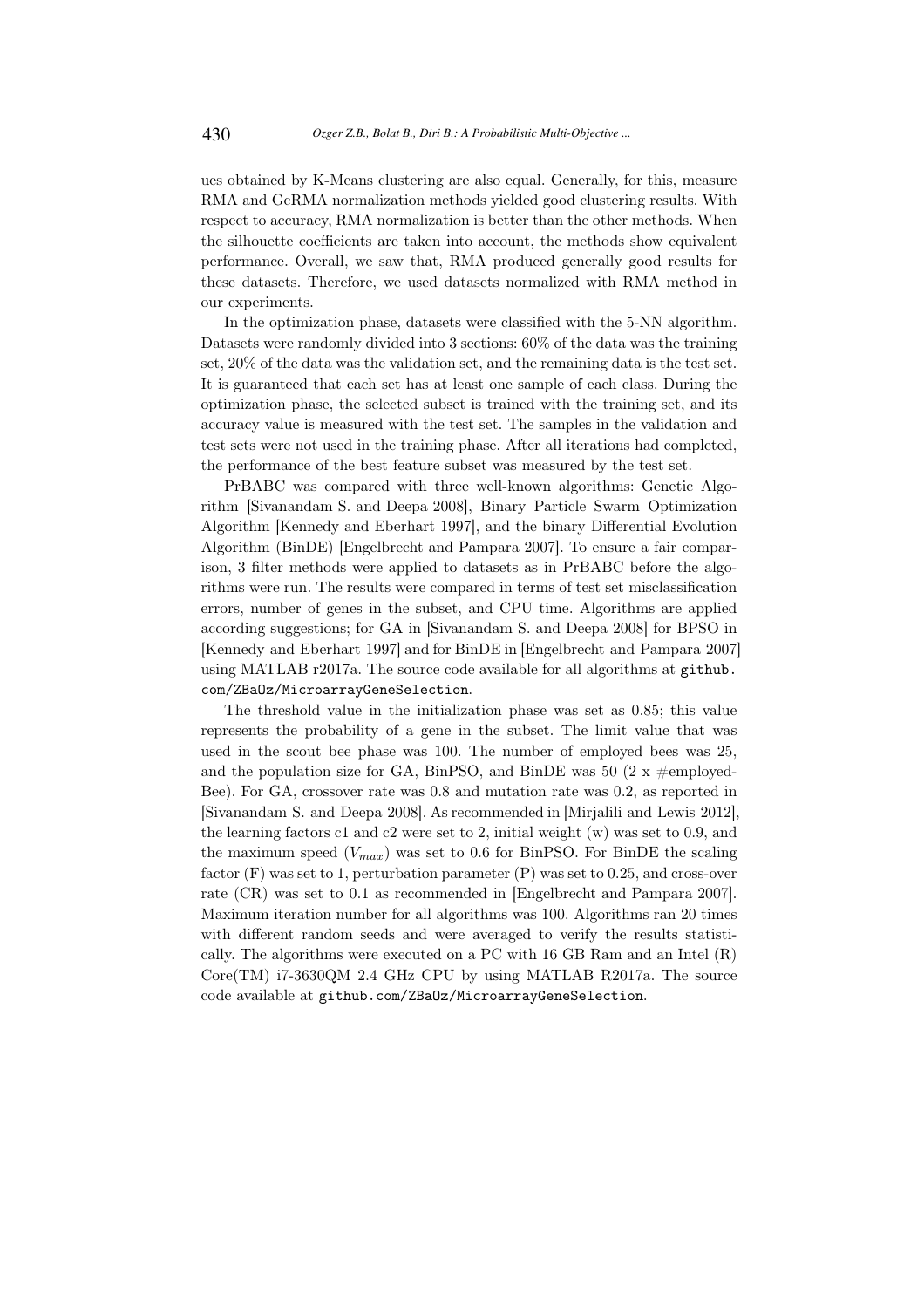ues obtained by K-Means clustering are also equal. Generally, for this, measure RMA and GcRMA normalization methods yielded good clustering results. With respect to accuracy, RMA normalization is better than the other methods. When the silhouette coefficients are taken into account, the methods show equivalent performance. Overall, we saw that, RMA produced generally good results for these datasets. Therefore, we used datasets normalized with RMA method in our experiments.

In the optimization phase, datasets were classified with the 5-NN algorithm. Datasets were randomly divided into 3 sections: 60% of the data was the training set, 20% of the data was the validation set, and the remaining data is the test set. It is guaranteed that each set has at least one sample of each class. During the optimization phase, the selected subset is trained with the training set, and its accuracy value is measured with the test set. The samples in the validation and test sets were not used in the training phase. After all iterations had completed, the performance of the best feature subset was measured by the test set.

PrBABC was compared with three well-known algorithms: Genetic Algorithm [Sivanandam S. and Deepa 2008], Binary Particle Swarm Optimization Algorithm [Kennedy and Eberhart 1997], and the binary Differential Evolution Algorithm (BinDE) [Engelbrecht and Pampara 2007]. To ensure a fair comparison, 3 filter methods were applied to datasets as in PrBABC before the algorithms were run. The results were compared in terms of test set misclassification errors, number of genes in the subset, and CPU time. Algorithms are applied according suggestions; for GA in [Sivanandam S. and Deepa 2008] for BPSO in [Kennedy and Eberhart 1997] and for BinDE in [Engelbrecht and Pampara 2007] using MATLAB r2017a. The source code available for all algorithms at `github.com/ZBaOz/MicroarrayGeneSelection`.

The threshold value in the initialization phase was set as 0.85; this value represents the probability of a gene in the subset. The limit value that was used in the scout bee phase was 100. The number of employed bees was 25, and the population size for GA, BinPSO, and BinDE was 50 (2 x #employed-Bee). For GA, crossover rate was 0.8 and mutation rate was 0.2, as reported in [Sivanandam S. and Deepa 2008]. As recommended in [Mirjalili and Lewis 2012], the learning factors c1 and c2 were set to 2, initial weight (w) was set to 0.9, and the maximum speed ($V_{max}$) was set to 0.6 for BinPSO. For BinDE the scaling factor (F) was set to 1, perturbation parameter (P) was set to 0.25, and cross-over rate (CR) was set to 0.1 as recommended in [Engelbrecht and Pampara 2007]. Maximum iteration number for all algorithms was 100. Algorithms ran 20 times with different random seeds and were averaged to verify the results statistically. The algorithms were executed on a PC with 16 GB Ram and an Intel (R) Core(TM) i7-3630QM 2.4 GHz CPU by using MATLAB R2017a. The source code available at `github.com/ZBaOz/MicroarrayGeneSelection`.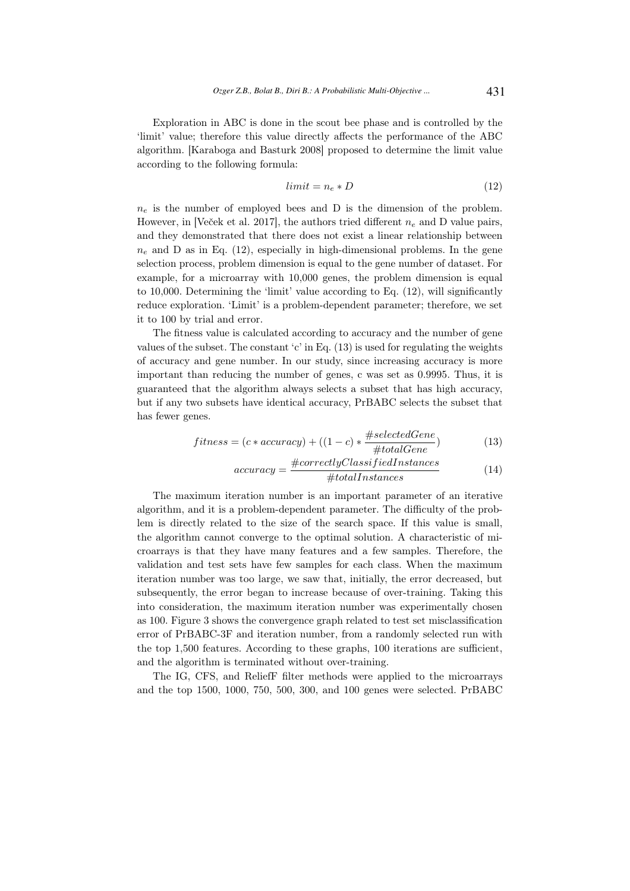Exploration in ABC is done in the scout bee phase and is controlled by the 'limit' value; therefore this value directly affects the performance of the ABC algorithm. [Karaboga and Basturk 2008] proposed to determine the limit value according to the following formula:

$$limit = n_e * D \tag{12}$$

$n_e$ is the number of employed bees and D is the dimension of the problem. However, in [Veček et al. 2017], the authors tried different $n_e$ and D value pairs, and they demonstrated that there does not exist a linear relationship between $n_e$ and D as in Eq. (12), especially in high-dimensional problems. In the gene selection process, problem dimension is equal to the gene number of dataset. For example, for a microarray with 10,000 genes, the problem dimension is equal to 10,000. Determining the 'limit' value according to Eq. (12), will significantly reduce exploration. 'Limit' is a problem-dependent parameter; therefore, we set it to 100 by trial and error.

The fitness value is calculated according to accuracy and the number of gene values of the subset. The constant 'c' in Eq. (13) is used for regulating the weights of accuracy and gene number. In our study, since increasing accuracy is more important than reducing the number of genes, c was set as 0.9995. Thus, it is guaranteed that the algorithm always selects a subset that has high accuracy, but if any two subsets have identical accuracy, PrBABC selects the subset that has fewer genes.

$$fitness = (c * accuracy) + ((1 - c) * \frac{\#selectedGene}{\#totalGene}) \tag{13}$$

$$accuracy = \frac{\#correctlyClassifiedInstances}{\#totalInstances} \tag{14}$$

The maximum iteration number is an important parameter of an iterative algorithm, and it is a problem-dependent parameter. The difficulty of the problem is directly related to the size of the search space. If this value is small, the algorithm cannot converge to the optimal solution. A characteristic of microarrays is that they have many features and a few samples. Therefore, the validation and test sets have few samples for each class. When the maximum iteration number was too large, we saw that, initially, the error decreased, but subsequently, the error began to increase because of over-training. Taking this into consideration, the maximum iteration number was experimentally chosen as 100. Figure 3 shows the convergence graph related to test set misclassification error of PrBABC-3F and iteration number, from a randomly selected run with the top 1,500 features. According to these graphs, 100 iterations are sufficient, and the algorithm is terminated without over-training.

The IG, CFS, and ReliefF filter methods were applied to the microarrays and the top 1500, 1000, 750, 500, 300, and 100 genes were selected. PrBABC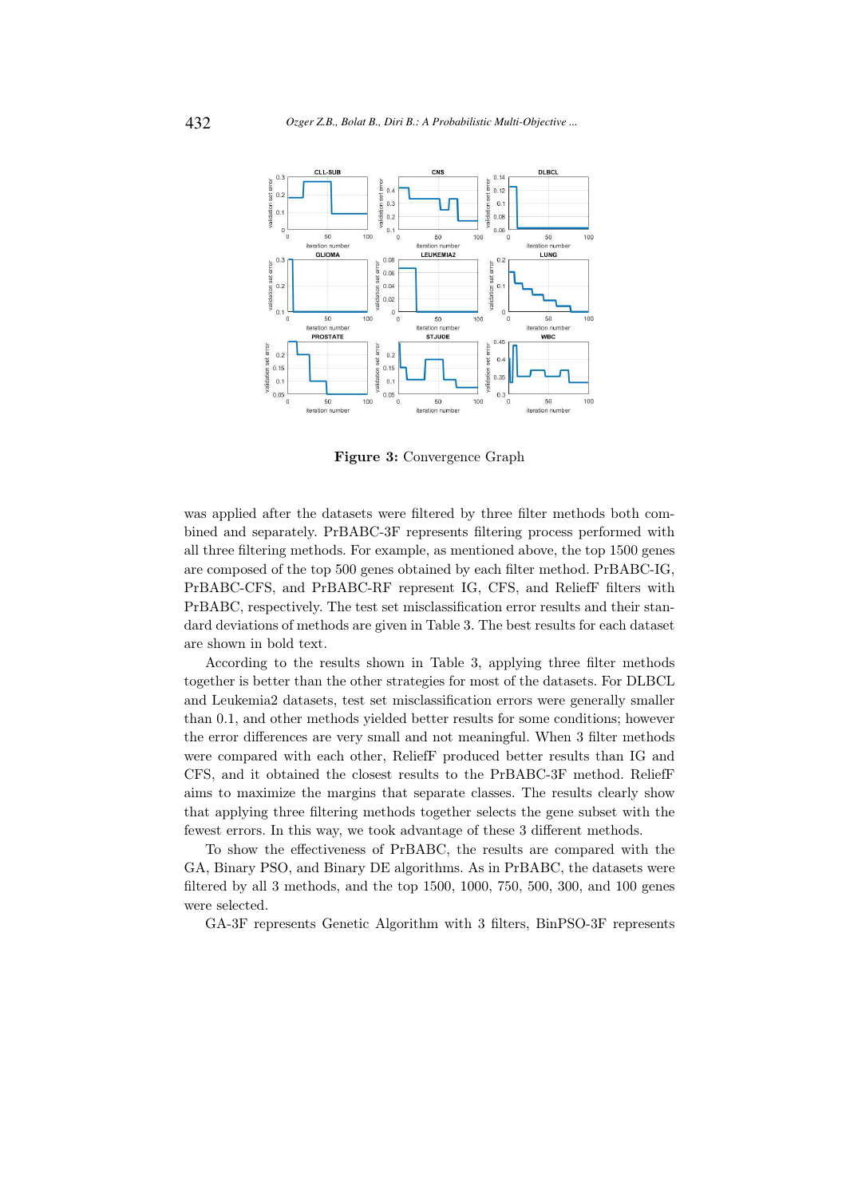**Figure 3:** Convergence Graph

was applied after the datasets were filtered by three filter methods both combined and separately. PrBABC-3F represents filtering process performed with all three filtering methods. For example, as mentioned above, the top 1500 genes are composed of the top 500 genes obtained by each filter method. PrBABC-IG, PrBABC-CFS, and PrBABC-RF represent IG, CFS, and ReliefF filters with PrBABC, respectively. The test set misclassification error results and their standard deviations of methods are given in Table 3. The best results for each dataset are shown in bold text.

According to the results shown in Table 3, applying three filter methods together is better than the other strategies for most of the datasets. For DLBCL and Leukemia2 datasets, test set misclassification errors were generally smaller than 0.1, and other methods yielded better results for some conditions; however the error differences are very small and not meaningful. When 3 filter methods were compared with each other, ReliefF produced better results than IG and CFS, and it obtained the closest results to the PrBABC-3F method. ReliefF aims to maximize the margins that separate classes. The results clearly show that applying three filtering methods together selects the gene subset with the fewest errors. In this way, we took advantage of these 3 different methods.

To show the effectiveness of PrBABC, the results are compared with the GA, Binary PSO, and Binary DE algorithms. As in PrBABC, the datasets were filtered by all 3 methods, and the top 1500, 1000, 750, 500, 300, and 100 genes were selected.

GA-3F represents Genetic Algorithm with 3 filters, BinPSO-3F represents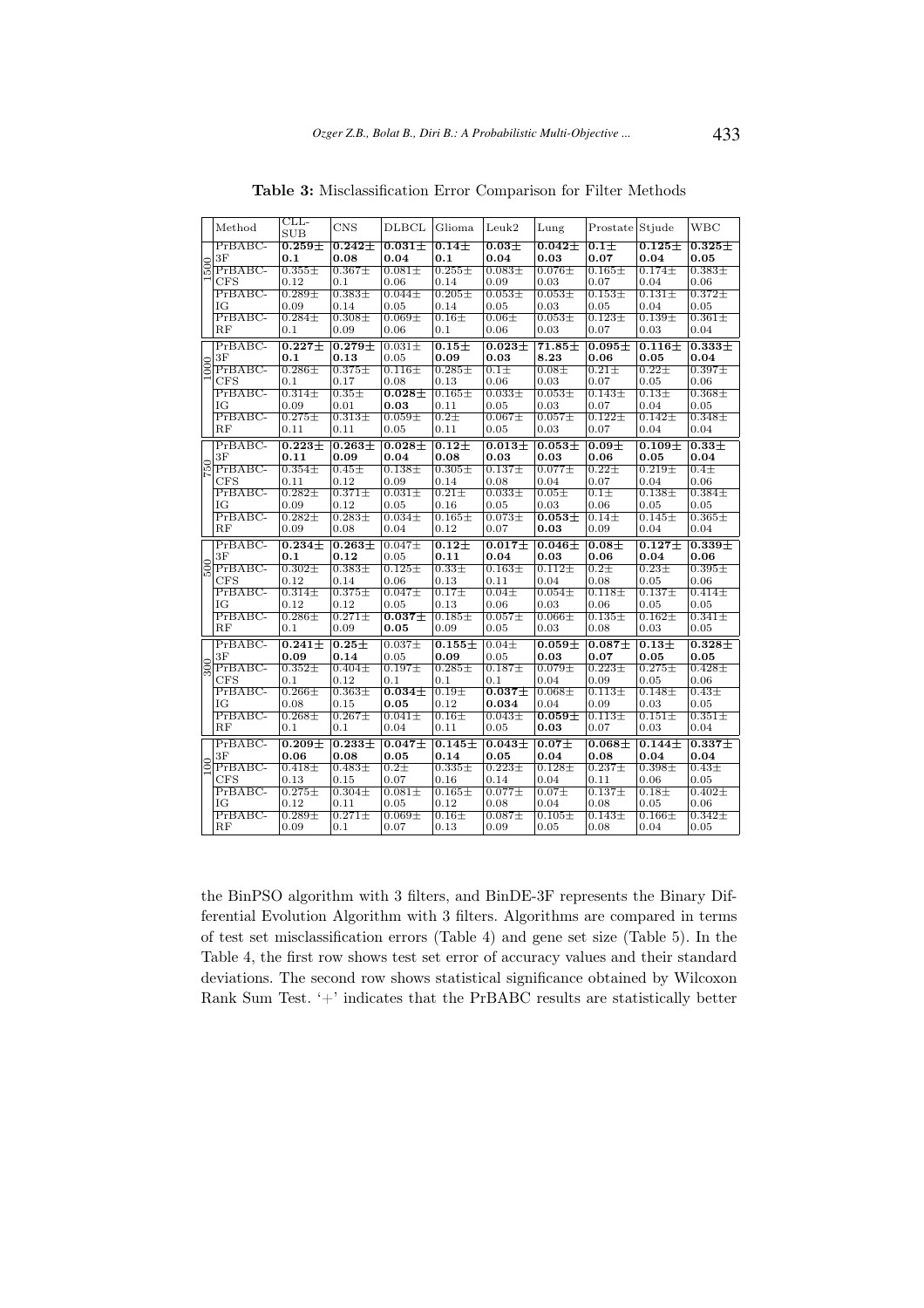**Table 3:** Misclassification Error Comparison for Filter Methods

| | Method | CLL-SUB | CNS | DLBCL | Glioma | Leuk2 | Lung | Prostate | Stjude | WBC |
|---|---|---|---|---|---|---|---|---|---|---|
| 1500 | PrBABC-3F | **0.259± 0.1** | **0.242± 0.08** | **0.031± 0.04** | **0.14± 0.1** | **0.03± 0.04** | **0.042± 0.03** | **0.1± 0.07** | **0.125± 0.04** | **0.325± 0.05** |
| | PrBABC-CFS | 0.355± 0.12 | 0.367± 0.1 | 0.081± 0.06 | 0.255± 0.14 | 0.083± 0.09 | 0.076± 0.03 | 0.165± 0.07 | 0.174± 0.04 | 0.383± 0.06 |
| | PrBABC-IG | 0.289± 0.09 | 0.383± 0.14 | 0.044± 0.05 | 0.205± 0.14 | 0.053± 0.05 | 0.053± 0.03 | 0.153± 0.05 | 0.131± 0.04 | 0.372± 0.05 |
| | PrBABC-RF | 0.284± 0.1 | 0.308± 0.09 | 0.069± 0.06 | 0.16± 0.1 | 0.06± 0.06 | 0.053± 0.03 | 0.123± 0.07 | 0.139± 0.03 | 0.361± 0.04 |
| 1000 | PrBABC-3F | **0.227± 0.1** | **0.279± 0.13** | 0.031± 0.05 | **0.15± 0.09** | **0.023± 0.03** | **71.85± 8.23** | **0.095± 0.06** | **0.116± 0.05** | **0.333± 0.04** |
| | PrBABC-CFS | 0.286± 0.1 | 0.375± 0.17 | 0.116± 0.08 | 0.285± 0.13 | 0.1± 0.06 | 0.08± 0.03 | 0.21± 0.07 | 0.22± 0.05 | 0.397± 0.06 |
| | PrBABC-IG | 0.314± 0.09 | 0.35± 0.01 | **0.028± 0.03** | 0.165± 0.11 | 0.033± 0.05 | 0.053± 0.03 | 0.143± 0.07 | 0.13± 0.04 | 0.368± 0.05 |
| | PrBABC-RF | 0.275± 0.11 | 0.313± 0.11 | 0.059± 0.05 | 0.2± 0.11 | 0.067± 0.05 | 0.057± 0.03 | 0.122± 0.07 | 0.142± 0.04 | 0.348± 0.04 |
| 750 | PrBABC-3F | **0.223± 0.11** | **0.263± 0.09** | **0.028± 0.04** | **0.12± 0.08** | **0.013± 0.03** | **0.053± 0.03** | **0.09± 0.06** | **0.109± 0.05** | **0.33± 0.04** |
| | PrBABC-CFS | 0.354± 0.11 | 0.45± 0.12 | 0.138± 0.09 | 0.305± 0.14 | 0.137± 0.08 | 0.077± 0.04 | 0.22± 0.07 | 0.219± 0.04 | 0.4± 0.06 |
| | PrBABC-IG | 0.282± 0.09 | 0.371± 0.12 | 0.031± 0.05 | 0.21± 0.16 | 0.033± 0.05 | 0.05± 0.03 | 0.1± 0.06 | 0.138± 0.05 | 0.384± 0.05 |
| | PrBABC-RF | 0.282± 0.09 | 0.283± 0.08 | 0.034± 0.04 | 0.165± 0.12 | 0.073± 0.07 | **0.053± 0.03** | 0.14± 0.09 | 0.145± 0.04 | 0.365± 0.04 |
| 500 | PrBABC-3F | **0.234± 0.1** | **0.263± 0.12** | 0.047± 0.05 | **0.12± 0.11** | **0.017± 0.04** | **0.046± 0.03** | **0.08± 0.06** | **0.127± 0.04** | **0.339± 0.06** |
| | PrBABC-CFS | 0.302± 0.12 | 0.383± 0.14 | 0.125± 0.06 | 0.33± 0.13 | 0.163± 0.11 | 0.112± 0.04 | 0.2± 0.08 | 0.23± 0.05 | 0.395± 0.06 |
| | PrBABC-IG | 0.314± 0.12 | 0.375± 0.12 | 0.047± 0.05 | 0.17± 0.13 | 0.04± 0.06 | 0.054± 0.03 | 0.118± 0.06 | 0.137± 0.05 | 0.414± 0.05 |
| | PrBABC-RF | 0.286± 0.1 | 0.271± 0.09 | **0.037± 0.05** | 0.185± 0.09 | 0.057± 0.05 | 0.066± 0.03 | 0.135± 0.08 | 0.162± 0.03 | 0.341± 0.05 |
| 300 | PrBABC-3F | **0.241± 0.09** | **0.25± 0.14** | 0.037± 0.05 | **0.155± 0.09** | 0.04± 0.05 | **0.059± 0.03** | **0.087± 0.07** | **0.13± 0.05** | **0.328± 0.05** |
| | PrBABC-CFS | 0.352± 0.1 | 0.404± 0.12 | 0.197± 0.1 | 0.285± 0.1 | 0.187± 0.1 | 0.079± 0.04 | 0.223± 0.09 | 0.275± 0.05 | 0.428± 0.06 |
| | PrBABC-IG | 0.266± 0.08 | 0.363± 0.15 | **0.034± 0.05** | 0.19± 0.12 | **0.037± 0.034** | 0.068± 0.04 | 0.113± 0.09 | 0.148± 0.03 | 0.43± 0.05 |
| | PrBABC-RF | 0.268± 0.1 | 0.267± 0.1 | 0.041± 0.04 | 0.16± 0.11 | 0.043± 0.05 | **0.059± 0.03** | 0.113± 0.07 | 0.151± 0.03 | 0.351± 0.04 |
| 100 | PrBABC-3F | **0.209± 0.06** | **0.233± 0.08** | **0.047± 0.05** | **0.145± 0.14** | **0.043± 0.05** | **0.07± 0.04** | **0.068± 0.08** | **0.144± 0.04** | **0.337± 0.04** |
| | PrBABC-CFS | 0.418± 0.13 | 0.483± 0.15 | 0.2± 0.07 | 0.335± 0.16 | 0.223± 0.14 | 0.128± 0.04 | 0.237± 0.11 | 0.398± 0.06 | 0.43± 0.05 |
| | PrBABC-IG | 0.275± 0.12 | 0.304± 0.11 | 0.081± 0.05 | 0.165± 0.12 | 0.077± 0.08 | 0.07± 0.04 | 0.137± 0.08 | 0.18± 0.05 | 0.402± 0.06 |
| | PrBABC-RF | 0.289± 0.09 | 0.271± 0.1 | 0.069± 0.07 | 0.16± 0.13 | 0.087± 0.09 | 0.105± 0.05 | 0.143± 0.08 | 0.166± 0.04 | 0.342± 0.05 |

the BinPSO algorithm with 3 filters, and BinDE-3F represents the Binary Differential Evolution Algorithm with 3 filters. Algorithms are compared in terms of test set misclassification errors (Table 4) and gene set size (Table 5). In the Table 4, the first row shows test set error of accuracy values and their standard deviations. The second row shows statistical significance obtained by Wilcoxon Rank Sum Test. '+' indicates that the PrBABC results are statistically better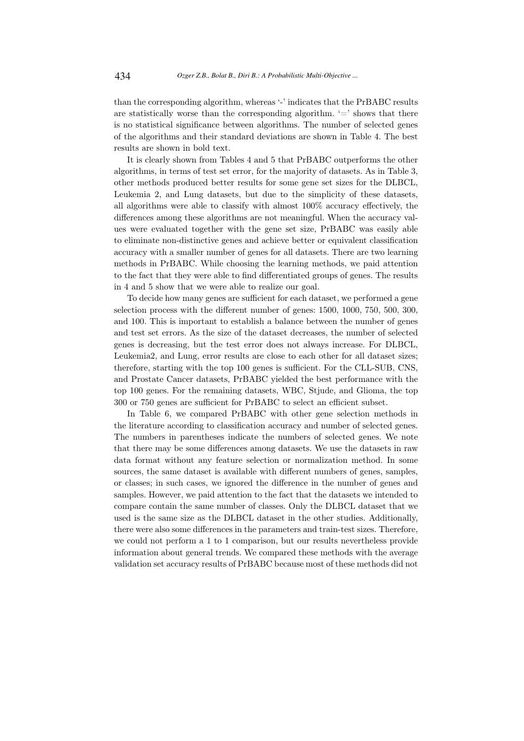than the corresponding algorithm, whereas '-' indicates that the PrBABC results are statistically worse than the corresponding algorithm. '=' shows that there is no statistical significance between algorithms. The number of selected genes of the algorithms and their standard deviations are shown in Table 4. The best results are shown in bold text.

It is clearly shown from Tables 4 and 5 that PrBABC outperforms the other algorithms, in terms of test set error, for the majority of datasets. As in Table 3, other methods produced better results for some gene set sizes for the DLBCL, Leukemia 2, and Lung datasets, but due to the simplicity of these datasets, all algorithms were able to classify with almost 100% accuracy effectively, the differences among these algorithms are not meaningful. When the accuracy values were evaluated together with the gene set size, PrBABC was easily able to eliminate non-distinctive genes and achieve better or equivalent classification accuracy with a smaller number of genes for all datasets. There are two learning methods in PrBABC. While choosing the learning methods, we paid attention to the fact that they were able to find differentiated groups of genes. The results in 4 and 5 show that we were able to realize our goal.

To decide how many genes are sufficient for each dataset, we performed a gene selection process with the different number of genes: 1500, 1000, 750, 500, 300, and 100. This is important to establish a balance between the number of genes and test set errors. As the size of the dataset decreases, the number of selected genes is decreasing, but the test error does not always increase. For DLBCL, Leukemia2, and Lung, error results are close to each other for all dataset sizes; therefore, starting with the top 100 genes is sufficient. For the CLL-SUB, CNS, and Prostate Cancer datasets, PrBABC yielded the best performance with the top 100 genes. For the remaining datasets, WBC, Stjude, and Glioma, the top 300 or 750 genes are sufficient for PrBABC to select an efficient subset.

In Table 6, we compared PrBABC with other gene selection methods in the literature according to classification accuracy and number of selected genes. The numbers in parentheses indicate the numbers of selected genes. We note that there may be some differences among datasets. We use the datasets in raw data format without any feature selection or normalization method. In some sources, the same dataset is available with different numbers of genes, samples, or classes; in such cases, we ignored the difference in the number of genes and samples. However, we paid attention to the fact that the datasets we intended to compare contain the same number of classes. Only the DLBCL dataset that we used is the same size as the DLBCL dataset in the other studies. Additionally, there were also some differences in the parameters and train-test sizes. Therefore, we could not perform a 1 to 1 comparison, but our results nevertheless provide information about general trends. We compared these methods with the average validation set accuracy results of PrBABC because most of these methods did not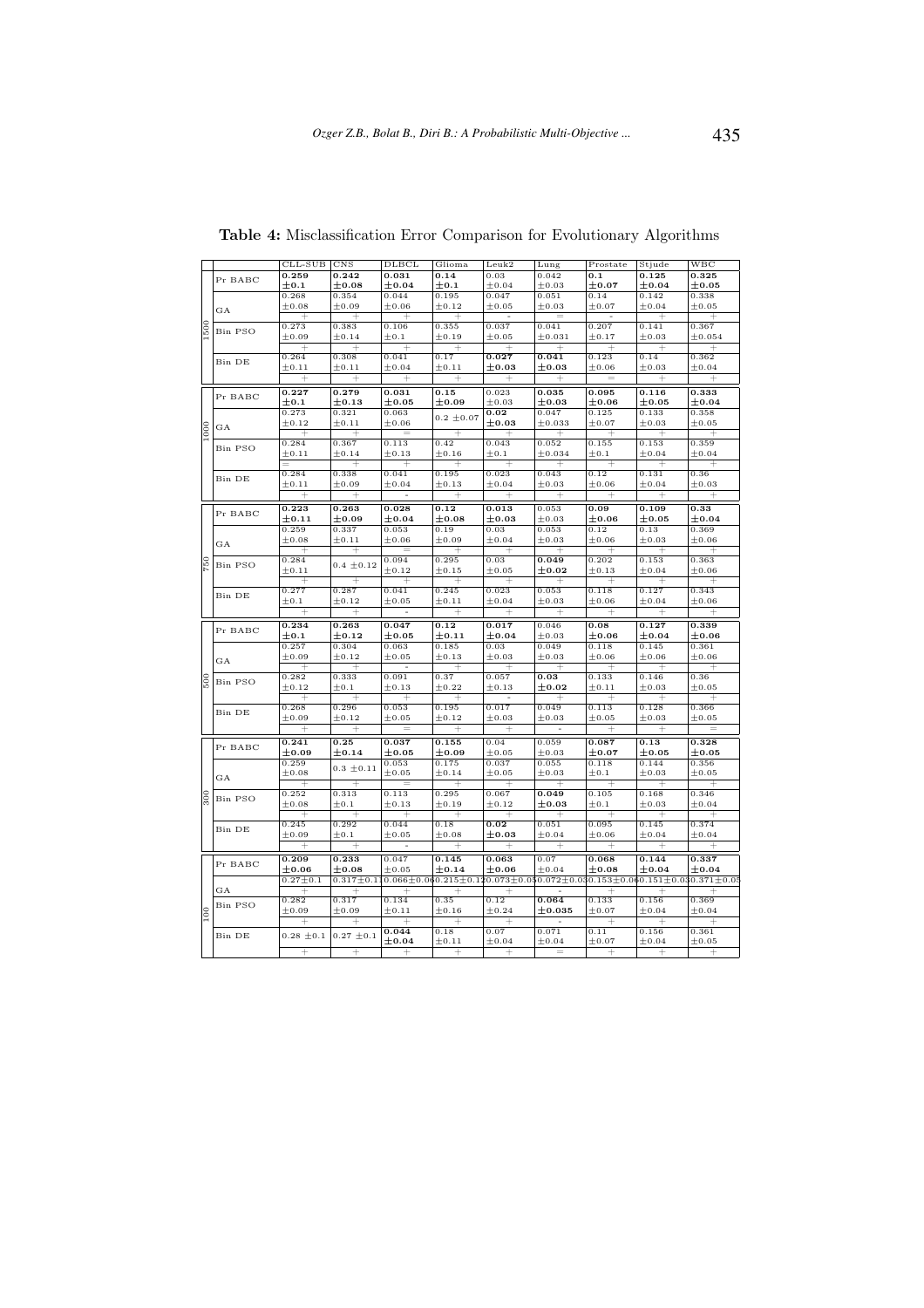**Table 4:** Misclassification Error Comparison for Evolutionary Algorithms

| | | CLL-SUB | CNS | DLBCL | Glioma | Leuk2 | Lung | Prostate | Stjude | WBC |
|---|---|---|---|---|---|---|---|---|---|---|
| 1500 | Pr BABC | **0.259 ±0.1** | **0.242 ±0.08** | **0.031 ±0.04** | **0.14 ±0.1** | 0.03 ±0.04 | 0.042 ±0.03 | **0.1 ±0.07** | **0.125 ±0.04** | **0.325 ±0.05** |
| | GA | 0.268 ±0.08 | 0.354 ±0.09 | 0.044 ±0.06 | 0.195 ±0.12 | 0.047 ±0.05 | 0.051 ±0.03 | 0.14 ±0.07 | 0.142 ±0.04 | 0.338 ±0.05 |
| | | + | + | + | + | - | = | - | + | + |
| | Bin PSO | 0.273 ±0.09 | 0.383 ±0.14 | 0.106 ±0.1 | 0.355 ±0.19 | 0.037 ±0.05 | 0.041 ±0.031 | 0.207 ±0.17 | 0.141 ±0.03 | 0.367 ±0.054 |
| | | + | + | + | + | + | + | + | + | + |
| | Bin DE | 0.264 ±0.11 | 0.308 ±0.11 | 0.041 ±0.04 | 0.17 ±0.11 | **0.027 ±0.03** | **0.041 ±0.03** | 0.123 ±0.06 | 0.14 ±0.03 | 0.362 ±0.04 |
| | | + | + | + | + | + | + | = | + | + |
| 1000 | Pr BABC | **0.227 ±0.1** | **0.279 ±0.13** | **0.031 ±0.05** | **0.15 ±0.09** | 0.023 ±0.03 | **0.035 ±0.03** | **0.095 ±0.06** | **0.116 ±0.05** | **0.333 ±0.04** |
| | GA | 0.273 ±0.12 | 0.321 ±0.11 | 0.063 ±0.06 | 0.2 ±0.07 | **0.02 ±0.03** | 0.047 ±0.033 | 0.125 ±0.07 | 0.133 ±0.03 | 0.358 ±0.05 |
| | | + | + | = | + | + | + | + | + | + |
| | Bin PSO | 0.284 ±0.11 | 0.367 ±0.14 | 0.113 ±0.13 | 0.42 ±0.16 | 0.043 ±0.1 | 0.052 ±0.034 | 0.155 ±0.1 | 0.153 ±0.04 | 0.359 ±0.04 |
| | | = | + | + | + | + | + | + | + | + |
| | Bin DE | 0.284 ±0.11 | 0.338 ±0.09 | 0.041 ±0.04 | 0.195 ±0.13 | 0.023 ±0.04 | 0.043 ±0.03 | 0.12 ±0.06 | 0.131 ±0.04 | 0.36 ±0.03 |
| | | + | + | - | + | + | + | + | + | + |
| 750 | Pr BABC | **0.223 ±0.11** | **0.263 ±0.09** | **0.028 ±0.04** | **0.12 ±0.08** | **0.013 ±0.03** | 0.053 ±0.03 | **0.09 ±0.06** | **0.109 ±0.05** | **0.33 ±0.04** |
| | GA | 0.259 ±0.08 | 0.337 ±0.11 | 0.053 ±0.06 | 0.19 ±0.09 | 0.03 ±0.04 | 0.053 ±0.03 | 0.12 ±0.06 | 0.13 ±0.03 | 0.369 ±0.06 |
| | | + | + | = | + | + | + | + | + | + |
| | Bin PSO | 0.284 ±0.11 | 0.4 ±0.12 | 0.094 ±0.12 | 0.295 ±0.15 | 0.03 ±0.05 | **0.049 ±0.02** | 0.202 ±0.13 | 0.153 ±0.04 | 0.363 ±0.06 |
| | | + | + | + | + | + | + | + | + | + |
| | Bin DE | 0.277 ±0.1 | 0.287 ±0.12 | 0.041 ±0.05 | 0.245 ±0.11 | 0.023 ±0.04 | 0.053 ±0.03 | 0.118 ±0.06 | 0.127 ±0.04 | 0.343 ±0.06 |
| | | + | + | - | + | + | + | + | + | + |
| 500 | Pr BABC | **0.234 ±0.1** | **0.263 ±0.12** | **0.047 ±0.05** | **0.12 ±0.11** | **0.017 ±0.04** | 0.046 ±0.03 | **0.08 ±0.06** | **0.127 ±0.04** | **0.339 ±0.06** |
| | GA | 0.257 ±0.09 | 0.304 ±0.12 | 0.063 ±0.05 | 0.185 ±0.13 | 0.03 ±0.03 | 0.049 ±0.03 | 0.118 ±0.06 | 0.145 ±0.06 | 0.361 ±0.06 |
| | | + | + | - | + | + | + | + | + | + |
| | Bin PSO | 0.282 ±0.12 | 0.333 ±0.1 | 0.091 ±0.13 | 0.37 ±0.22 | 0.057 ±0.13 | **0.03 ±0.02** | 0.133 ±0.11 | 0.146 ±0.03 | 0.36 ±0.05 |
| | | + | + | + | + | - | + | + | + | + |
| | Bin DE | 0.268 ±0.09 | 0.296 ±0.12 | 0.053 ±0.05 | 0.195 ±0.12 | 0.017 ±0.03 | 0.049 ±0.03 | 0.113 ±0.05 | 0.128 ±0.03 | 0.366 ±0.05 |
| | | + | + | = | + | + | - | + | + | = |
| 300 | Pr BABC | **0.241 ±0.09** | **0.25 ±0.14** | **0.037 ±0.05** | **0.155 ±0.09** | 0.04 ±0.05 | 0.059 ±0.03 | **0.087 ±0.07** | **0.13 ±0.05** | **0.328 ±0.05** |
| | GA | 0.259 ±0.08 | 0.3 ±0.11 | 0.053 ±0.05 | 0.175 ±0.14 | 0.037 ±0.05 | 0.055 ±0.03 | 0.118 ±0.1 | 0.144 ±0.03 | 0.356 ±0.05 |
| | | + | + | = | + | + | + | + | + | + |
| | Bin PSO | 0.252 ±0.08 | 0.313 ±0.1 | 0.113 ±0.13 | 0.295 ±0.19 | 0.067 ±0.12 | **0.049 ±0.03** | 0.105 ±0.1 | 0.168 ±0.03 | 0.346 ±0.04 |
| | | + | + | + | + | + | + | + | + | + |
| | Bin DE | 0.245 ±0.09 | 0.292 ±0.1 | 0.044 ±0.05 | 0.18 ±0.08 | **0.02 ±0.03** | 0.051 ±0.04 | 0.095 ±0.06 | 0.145 ±0.04 | 0.374 ±0.04 |
| | | + | + | - | + | + | + | + | + | + |
| 100 | Pr BABC | **0.209 ±0.06** | **0.233 ±0.08** | 0.047 ±0.05 | **0.145 ±0.14** | **0.063 ±0.06** | 0.07 ±0.04 | **0.068 ±0.08** | **0.144 ±0.04** | **0.337 ±0.04** |
| | GA | 0.27±0.1 | 0.317±0.1 | 0.066±0.06 | 0.215±0.12 | 0.073±0.05 | 0.072±0.03 | 0.153±0.06 | 0.151±0.03 | 0.371±0.05 |
| | | + | + | + | + | + | - | + | + | + |
| | Bin PSO | 0.282 ±0.09 | 0.317 ±0.09 | 0.134 ±0.11 | 0.35 ±0.16 | 0.12 ±0.24 | **0.064 ±0.035** | 0.133 ±0.07 | 0.156 ±0.03 | 0.369 ±0.04 |
| | | + | + | + | + | + | - | + | + | + |
| | Bin DE | 0.28 ±0.1 | 0.27 ±0.1 | **0.044 ±0.04** | 0.18 ±0.11 | 0.07 ±0.04 | 0.071 ±0.04 | 0.11 ±0.07 | 0.156 ±0.04 | 0.361 ±0.05 |
| | | + | + | + | + | + | = | + | + | + |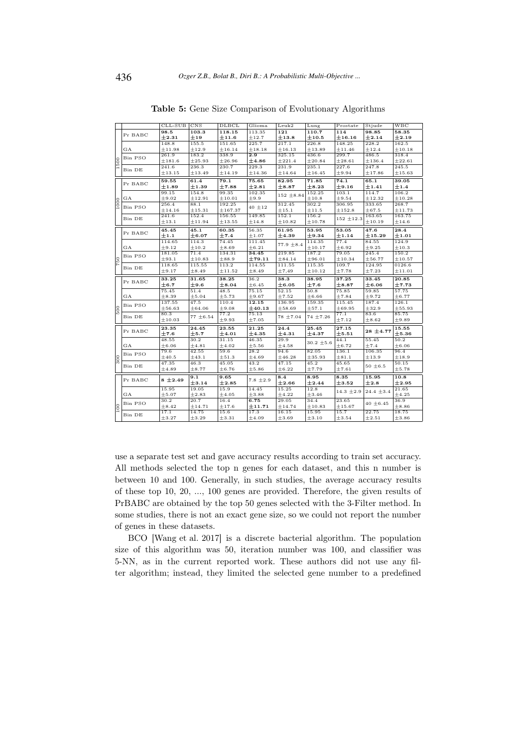**Table 5:** Gene Size Comparison of Evolutionary Algorithms

| | | CLL-SUB | CNS | DLBCL | Glioma | Leuk2 | Lung | Prostate | Stjude | WBC |
|---|---|---|---|---|---|---|---|---|---|---|
| 1500 | Pr BABC | **98.5 ±2.31** | **103.3 ±19** | **118.15 ±11.6** | 113.35 ±12.7 | **121 ±13.8** | **110.7 ±10.5** | **114 ±16.16** | **98.85 ±2.14** | **58.35 ±2.19** |
| | GA | 148.8 ±11.98 | 155.5 ±12.9 | 151.65 ±16.14 | 225.7 ±18.18 | 217.1 ±16.13 | 226.8 ±13.89 | 148.25 ±11.46 | 228.2 ±12.4 | 162.5 ±10.18 |
| | Bin PSO | 261.9 ±181.6 | 183.2 ±25.93 | 338.9 ±26.96 | **2.9 ±4.86** | 325.15 ±221.4 | 436.6 ±20.84 | 299.7 ±28.61 | 486.5 ±136.4 | 318.4 ±22.61 |
| | Bin DE | 241.6 ±13.15 | 236.3 ±13.49 | 230.7 ±14.19 | 229.3 ±14.36 | 231.9 ±14.64 | 235.1 ±16.45 | 227.6 ±9.94 | 247.8 ±17.86 | 245.5 ±15.63 |
| 1000 | Pr BABC | **59.55 ±1.89** | **61.4 ±1.39** | **79.1 ±7.88** | **75.65 ±2.81** | **82.95 ±8.87** | **71.85 ±8.23** | **74.1 ±9.16** | **65.1 ±1.41** | **39.05 ±1.4** |
| | GA | 99.15 ±9.02 | 154.8 ±12.91 | 99.35 ±10.01 | 102.35 ±9.9 | 152 ±8.84 | 152.25 ±10.8 | 103.1 ±9.54 | 114.7 ±12.32 | 106.2 ±10.28 |
| | Bin PSO | 256.4 ±14.16 | 88.1 ±15.31 | 192.25 ±167.37 | 40 ±12 | 312.45 ±15.1 | 302.2 ±11.5 | 306.95 ±152.8 | 333.65 ±67.5 | 268.7 ±11.73 |
| | Bin DE | 241.6 ±13.1 | 152.4 ±11.94 | 156.55 ±13.55 | 149.85 ±14.8 | 152.1 ±10.82 | 156.2 ±10.78 | 152 ±12.3 | 163.65 ±10.19 | 163.75 ±14.6 |
| 750 | Pr BABC | **45.45 ±1.1** | **45.1 ±6.07** | **60.35 ±7.4** | 56.35 ±1.07 | **61.95 ±4.39** | **53.95 ±9.34** | **53.05 ±1.14** | **47.6 ±15.29** | **28.4 ±1.01** |
| | GA | 114.65 ±9.12 | 114.3 ±10.2 | 74.45 ±8.69 | 111.45 ±6.21 | 77.9 ±8.4 | 114.35 ±10.17 | 77.4 ±6.92 | 84.55 ±9.25 | 124.9 ±10.3 |
| | Bin PSO | 181.05 ±93.1 | 71.4 ±10.83 | 134.31 ±88.9 | **34.45 ±79.11** | 219.85 ±84.14 | 187.2 ±96.01 | 79.05 ±10.34 | 245.4 ±56.77 | 150.2 ±10.57 |
| | Bin DE | 118.65 ±9.17 | 115.55 ±8.49 | 113.2 ±11.52 | 114.55 ±8.49 | 111.55 ±7.49 | 115.35 ±10.12 | 109.7 ±7.78 | 124.95 ±7.23 | 0126.6 ±11.01 |
| 500 | Pr BABC | **33.25 ±6.7** | **31.65 ±9.6** | **38.25 ±8.04** | 36.2 ±6.45 | **38.3 ±6.05** | **38.95 ±7.6** | **37.25 ±8.87** | **33.45 ±6.06** | **20.85 ±7.73** |
| | GA | 75.45 ±8.39 | 51.4 ±5.04 | 48.5 ±5.73 | 75.15 ±9.67 | 52.15 ±7.52 | 50.8 ±6.66 | 75.85 ±7.84 | 59.85 ±9.72 | 57.75 ±6.77 |
| | Bin PSO | 137.55 ±56.63 | 47.5 ±64.06 | 110.4 ±9.08 | **12.15 ±40.13** | 136.95 ±58.69 | 159.35 ±57.1 | 115.45 ±69.95 | 187.4 ±32.9 | 126.1 ±55.93 |
| | Bin DE | 80.3 ±10.03 | 77 ±6.54 | 77.2 ±9.93 | 75.13 ±7.05 | 78 ±7.04 | 74 ±7.26 | 77.1 ±7.12 | 83.6 ±8.62 | 85.75 ±9.89 |
| 300 | Pr BABC | **23.35 ±7.6** | **24.45 ±5.7** | **23.55 ±4.01** | **21.25 ±4.35** | **24.4 ±4.31** | **25.45 ±4.37** | **27.15 ±5.51** | **28 ±4.77** | **15.55 ±5.36** |
| | GA | 48.55 ±6.06 | 30.2 ±4.81 | 31.15 ±4.02 | 46.35 ±5.56 | 29.9 ±4.58 | 30.2 ±5.6 | 44.1 ±6.72 | 55.45 ±7.4 | 50.2 ±6.06 |
| | Bin PSO | 79.6 ±40.5 | 42.55 ±43.1 | 59.6 ±51.3 | 28.2 ±4.69 | 94.6 ±46.28 | 82.05 ±35.93 | 136.1 ±81.1 | 106.35 ±13.9 | 96.4 ±18.9 |
| | Bin DE | 47.35 ±4.89 | 46.3 ±8.77 | 45.05 ±6.76 | 43.2 ±5.86 | 47.15 ±6.22 | 45.2 ±7.79 | 45.65 ±7.61 | 50 ±6.5 | 50.15 ±5.78 |
| 100 | Pr BABC | **8 ±2.49** | **9.1 ±3.14** | **9.65 ±2.85** | 7.8 ±2.9 | **8.4 ±2.66** | **8.95 ±2.44** | **8.35 ±3.52** | **15.95 ±2.8** | **10.8 ±2.95** |
| | GA | 15.95 ±5.07 | 19.05 ±2.83 | 15.9 ±4.05 | 14.45 ±3.88 | 15.25 ±4.22 | 12.8 ±3.46 | 14.3 ±2.9 | 24.4 ±3.4 | 21.65 ±4.25 |
| | Bin PSO | 30.2 ±8.42 | 20.7 ±14.71 | 16.4 ±17.6 | **6.75 ±11.71** | 29.05 ±14.74 | 34.4 ±10.83 | 23.65 ±15.67 | 40 ±6.45 | 36.9 ±8.86 |
| | Bin DE | 17.1 ±3.27 | 14.75 ±3.29 | 15.6 ±3.31 | 17.3 ±4.09 | 16.15 ±3.69 | 15.95 ±3.10 | 15.7 ±3.54 | 22.75 ±2.51 | 18.75 ±3.86 |

use a separate test set and gave accuracy results according to train set accuracy. All methods selected the top n genes for each dataset, and this n number is between 10 and 100. Generally, in such studies, the average accuracy results of these top 10, 20, ..., 100 genes are provided. Therefore, the given results of PrBABC are obtained by the top 50 genes selected with the 3-Filter method. In some studies, there is not an exact gene size, so we could not report the number of genes in these datasets.

BCO [Wang et al. 2017] is a discrete bacterial algorithm. The population size of this algorithm was 50, iteration number was 100, and classifier was 5-NN, as in the current reported work. These authors did not use any filter algorithm; instead, they limited the selected gene number to a predefined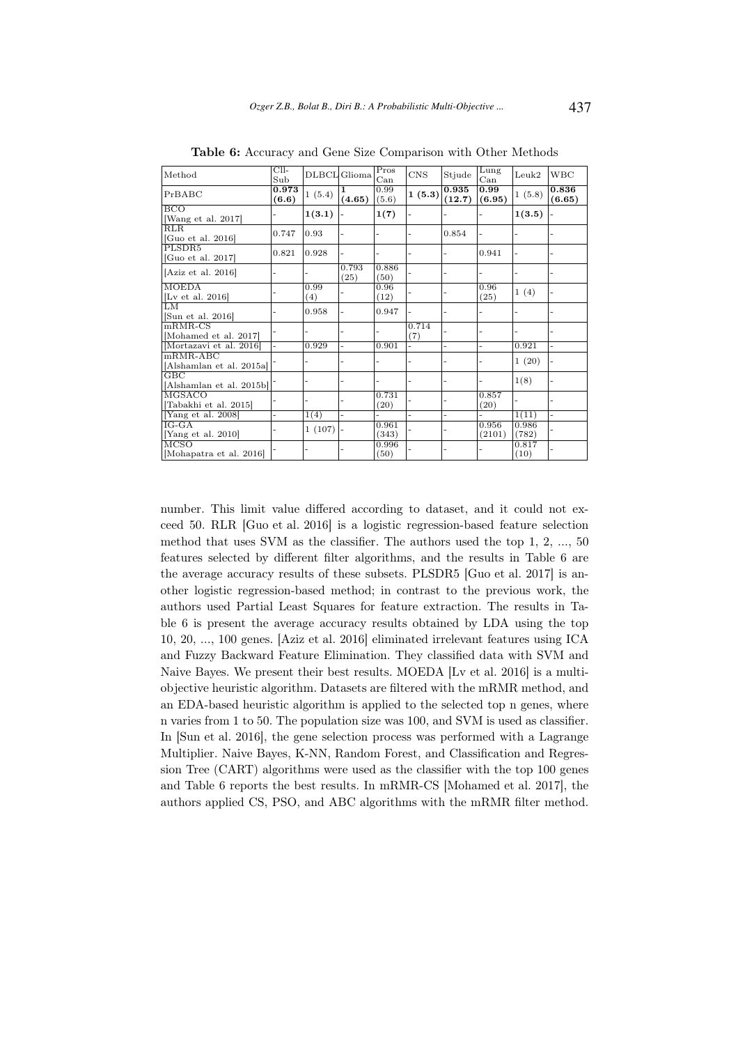**Table 6:** Accuracy and Gene Size Comparison with Other Methods

| Method | Cll-Sub | DLBCL | Glioma | Pros Can | CNS | Stjude | Lung Can | Leuk2 | WBC |
|---|---|---|---|---|---|---|---|---|---|
| PrBABC | **0.973 (6.6)** | 1 (5.4) | **1 (4.65)** | 0.99 (5.6) | **1 (5.3)** | **0.935 (12.7)** | **0.99 (6.95)** | 1 (5.8) | **0.836 (6.65)** |
| BCO [Wang et al. 2017] | - | **1(3.1)** | - | **1(7)** | - | - | - | **1(3.5)** | - |
| RLR [Guo et al. 2016] | 0.747 | 0.93 | - | - | - | 0.854 | - | - | - |
| PLSDR5 [Guo et al. 2017] | 0.821 | 0.928 | - | - | - | - | 0.941 | - | - |
| [Aziz et al. 2016] | - | - | 0.793 (25) | 0.886 (50) | - | - | - | - | - |
| MOEDA [Lv et al. 2016] | - | 0.99 (4) | - | 0.96 (12) | - | - | 0.96 (25) | 1 (4) | - |
| LM [Sun et al. 2016] | - | 0.958 | - | 0.947 | - | - | - | - | - |
| mRMR-CS [Mohamed et al. 2017] | - | - | - | - | 0.714 (7) | - | - | - | - |
| [Mortazavi et al. 2016] | - | 0.929 | - | 0.901 | - | - | - | 0.921 | - |
| mRMR-ABC [Alshamlan et al. 2015a] | - | - | - | - | - | - | - | 1 (20) | - |
| GBC [Alshamlan et al. 2015b] | - | - | - | - | - | - | - | 1(8) | - |
| MGSACO [Tabakhi et al. 2015] | - | - | - | 0.731 (20) | - | - | 0.857 (20) | - | - |
| [Yang et al. 2008] | - | 1(4) | - | - | - | - | - | 1(11) | - |
| IG-GA [Yang et al. 2010] | - | 1 (107) | - | 0.961 (343) | - | - | 0.956 (2101) | 0.986 (782) | - |
| MCSO [Mohapatra et al. 2016] | - | - | - | 0.996 (50) | - | - | - | 0.817 (10) | - |

number. This limit value differed according to dataset, and it could not exceed 50. RLR [Guo et al. 2016] is a logistic regression-based feature selection method that uses SVM as the classifier. The authors used the top 1, 2, ..., 50 features selected by different filter algorithms, and the results in Table 6 are the average accuracy results of these subsets. PLSDR5 [Guo et al. 2017] is another logistic regression-based method; in contrast to the previous work, the authors used Partial Least Squares for feature extraction. The results in Table 6 is present the average accuracy results obtained by LDA using the top 10, 20, ..., 100 genes. [Aziz et al. 2016] eliminated irrelevant features using ICA and Fuzzy Backward Feature Elimination. They classified data with SVM and Naive Bayes. We present their best results. MOEDA [Lv et al. 2016] is a multi-objective heuristic algorithm. Datasets are filtered with the mRMR method, and an EDA-based heuristic algorithm is applied to the selected top n genes, where n varies from 1 to 50. The population size was 100, and SVM is used as classifier. In [Sun et al. 2016], the gene selection process was performed with a Lagrange Multiplier. Naive Bayes, K-NN, Random Forest, and Classification and Regression Tree (CART) algorithms were used as the classifier with the top 100 genes and Table 6 reports the best results. In mRMR-CS [Mohamed et al. 2017], the authors applied CS, PSO, and ABC algorithms with the mRMR filter method.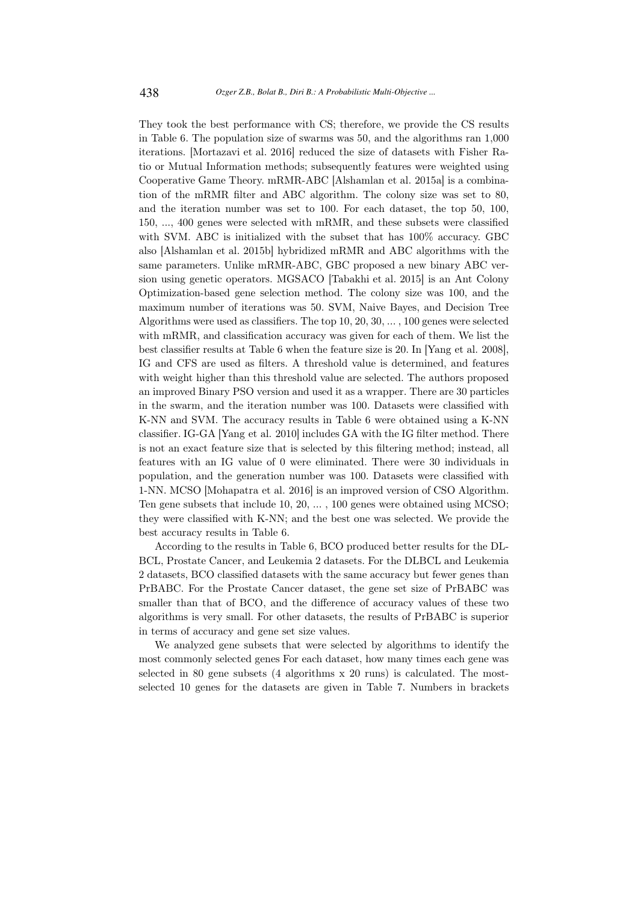They took the best performance with CS; therefore, we provide the CS results in Table 6. The population size of swarms was 50, and the algorithms ran 1,000 iterations. [Mortazavi et al. 2016] reduced the size of datasets with Fisher Ratio or Mutual Information methods; subsequently features were weighted using Cooperative Game Theory. mRMR-ABC [Alshamlan et al. 2015a] is a combination of the mRMR filter and ABC algorithm. The colony size was set to 80, and the iteration number was set to 100. For each dataset, the top 50, 100, 150, ..., 400 genes were selected with mRMR, and these subsets were classified with SVM. ABC is initialized with the subset that has 100% accuracy. GBC also [Alshamlan et al. 2015b] hybridized mRMR and ABC algorithms with the same parameters. Unlike mRMR-ABC, GBC proposed a new binary ABC version using genetic operators. MGSACO [Tabakhi et al. 2015] is an Ant Colony Optimization-based gene selection method. The colony size was 100, and the maximum number of iterations was 50. SVM, Naive Bayes, and Decision Tree Algorithms were used as classifiers. The top 10, 20, 30, ... , 100 genes were selected with mRMR, and classification accuracy was given for each of them. We list the best classifier results at Table 6 when the feature size is 20. In [Yang et al. 2008], IG and CFS are used as filters. A threshold value is determined, and features with weight higher than this threshold value are selected. The authors proposed an improved Binary PSO version and used it as a wrapper. There are 30 particles in the swarm, and the iteration number was 100. Datasets were classified with K-NN and SVM. The accuracy results in Table 6 were obtained using a K-NN classifier. IG-GA [Yang et al. 2010] includes GA with the IG filter method. There is not an exact feature size that is selected by this filtering method; instead, all features with an IG value of 0 were eliminated. There were 30 individuals in population, and the generation number was 100. Datasets were classified with 1-NN. MCSO [Mohapatra et al. 2016] is an improved version of CSO Algorithm. Ten gene subsets that include 10, 20, ... , 100 genes were obtained using MCSO; they were classified with K-NN; and the best one was selected. We provide the best accuracy results in Table 6.

According to the results in Table 6, BCO produced better results for the DLBCL, Prostate Cancer, and Leukemia 2 datasets. For the DLBCL and Leukemia 2 datasets, BCO classified datasets with the same accuracy but fewer genes than PrBABC. For the Prostate Cancer dataset, the gene set size of PrBABC was smaller than that of BCO, and the difference of accuracy values of these two algorithms is very small. For other datasets, the results of PrBABC is superior in terms of accuracy and gene set size values.

We analyzed gene subsets that were selected by algorithms to identify the most commonly selected genes For each dataset, how many times each gene was selected in 80 gene subsets (4 algorithms x 20 runs) is calculated. The most-selected 10 genes for the datasets are given in Table 7. Numbers in brackets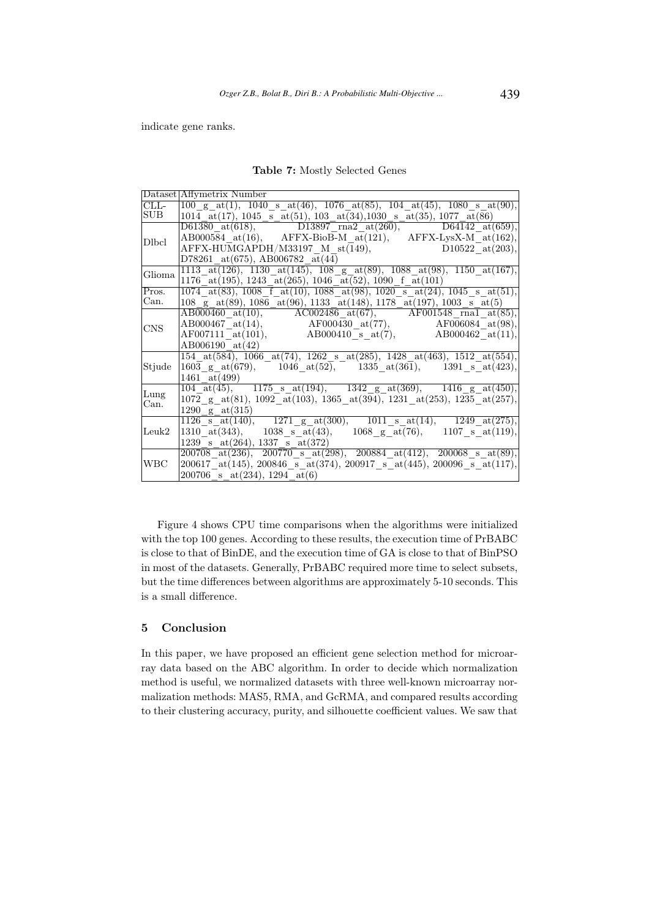indicate gene ranks.

**Table 7:** Mostly Selected Genes

| Dataset | Affymetrix Number |
|---|---|
| CLL-SUB | 100_g_at(1), 1040_s_at(46), 1076_at(85), 104_at(45), 1080_s_at(90), 1014_at(17), 1045_s_at(51), 103_at(34),1030_s_at(35), 1077_at(86) |
| Dlbcl | D61380_at(618), D13897_rna2_at(260), D64142_at(659), AB000584_at(16), AFFX-BioB-M_at(121), AFFX-LysX-M_at(162), AFFX-HUMGAPDH/M33197_M_st(149), D10522_at(203), D78261_at(675), AB006782_at(44) |
| Glioma | 1113_at(126), 1130_at(145), 108_g_at(89), 1088_at(98), 1150_at(167), 1176_at(195), 1243_at(265), 1046_at(52), 1090_f_at(101) |
| Pros. Can. | 1074_at(83), 1008_f_at(10), 1088_at(98), 1020_s_at(24), 1045_s_at(51), 108_g_at(89), 1086_at(96), 1133_at(148), 1178_at(197), 1003_s_at(5) |
| CNS | AB000460_at(10), AC002486_at(67), AF001548_rna1_at(85), AB000467_at(14), AF000430_at(77), AF006084_at(98), AF007111_at(101), AB000410_s_at(7), AB000462_at(11), AB006190_at(42) |
| Stjude | 154_at(584), 1066_at(74), 1262_s_at(285), 1428_at(463), 1512_at(554), 1603_g_at(679), 1046_at(52), 1335_at(361), 1391_s_at(423), 1461_at(499) |
| Lung Can. | 104_at(45), 1175_s_at(194), 1342_g_at(369), 1416_g_at(450), 1072_g_at(81), 1092_at(103), 1365_at(394), 1231_at(253), 1235_at(257), 1290_g_at(315) |
| Leuk2 | 1126_s_at(140), 1271_g_at(300), 1011_s_at(14), 1249_at(275), 1310_at(343), 1038_s_at(43), 1068_g_at(76), 1107_s_at(119), 1239_s_at(264), 1337_s_at(372) |
| WBC | 200708_at(236), 200770_s_at(298), 200884_at(412), 200068_s_at(89), 200617_at(145), 200846_s_at(374), 200917_s_at(445), 200096_s_at(117), 200706_s_at(234), 1294_at(6) |

Figure 4 shows CPU time comparisons when the algorithms were initialized with the top 100 genes. According to these results, the execution time of PrBABC is close to that of BinDE, and the execution time of GA is close to that of BinPSO in most of the datasets. Generally, PrBABC required more time to select subsets, but the time differences between algorithms are approximately 5-10 seconds. This is a small difference.

## 5 Conclusion

In this paper, we have proposed an efficient gene selection method for microarray data based on the ABC algorithm. In order to decide which normalization method is useful, we normalized datasets with three well-known microarray normalization methods: MAS5, RMA, and GcRMA, and compared results according to their clustering accuracy, purity, and silhouette coefficient values. We saw that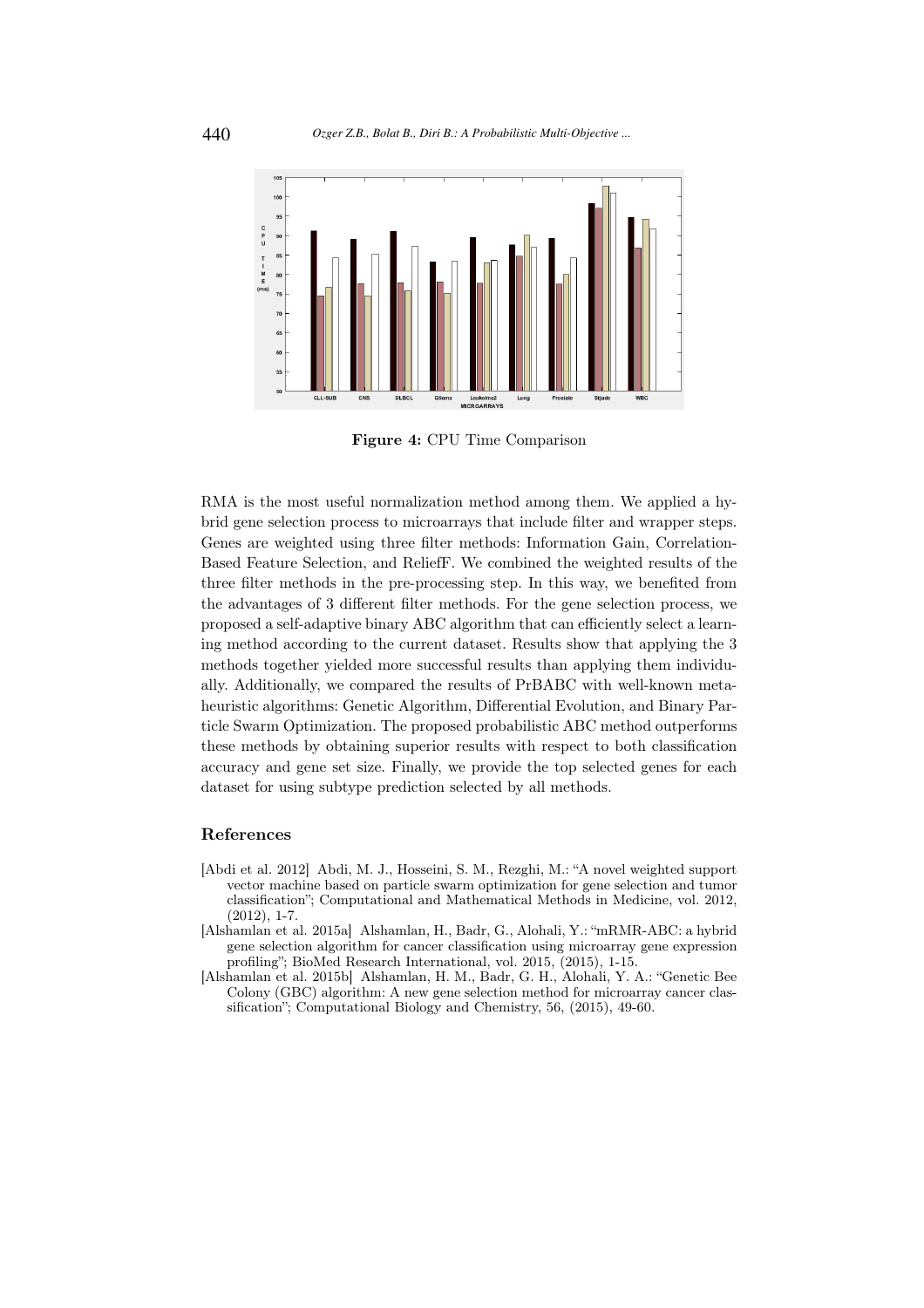Figure 4: CPU Time Comparison

RMA is the most useful normalization method among them. We applied a hybrid gene selection process to microarrays that include filter and wrapper steps. Genes are weighted using three filter methods: Information Gain, Correlation-Based Feature Selection, and ReliefF. We combined the weighted results of the three filter methods in the pre-processing step. In this way, we benefited from the advantages of 3 different filter methods. For the gene selection process, we proposed a self-adaptive binary ABC algorithm that can efficiently select a learning method according to the current dataset. Results show that applying the 3 methods together yielded more successful results than applying them individually. Additionally, we compared the results of PrBABC with well-known metaheuristic algorithms: Genetic Algorithm, Differential Evolution, and Binary Particle Swarm Optimization. The proposed probabilistic ABC method outperforms these methods by obtaining superior results with respect to both classification accuracy and gene set size. Finally, we provide the top selected genes for each dataset for using subtype prediction selected by all methods.

## References

[Abdi et al. 2012] Abdi, M. J., Hosseini, S. M., Rezghi, M.: "A novel weighted support vector machine based on particle swarm optimization for gene selection and tumor classification"; Computational and Mathematical Methods in Medicine, vol. 2012, (2012), 1-7.

[Alshamlan et al. 2015a] Alshamlan, H., Badr, G., Alohali, Y.: "mRMR-ABC: a hybrid gene selection algorithm for cancer classification using microarray gene expression profiling"; BioMed Research International, vol. 2015, (2015), 1-15.

[Alshamlan et al. 2015b] Alshamlan, H. M., Badr, G. H., Alohali, Y. A.: "Genetic Bee Colony (GBC) algorithm: A new gene selection method for microarray cancer classification"; Computational Biology and Chemistry, 56, (2015), 49-60.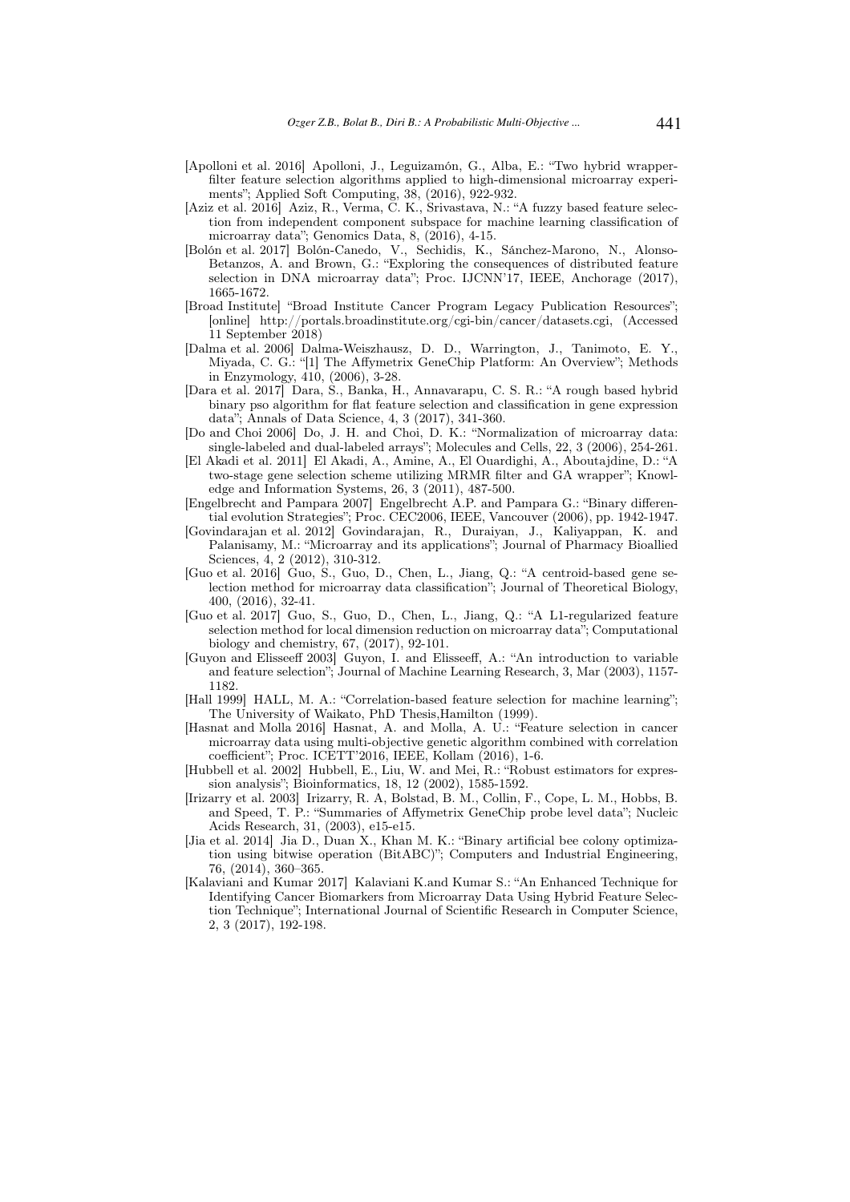[Apolloni et al. 2016] Apolloni, J., Leguizamón, G., Alba, E.: "Two hybrid wrapper-filter feature selection algorithms applied to high-dimensional microarray experiments"; Applied Soft Computing, 38, (2016), 922-932.

[Aziz et al. 2016] Aziz, R., Verma, C. K., Srivastava, N.: "A fuzzy based feature selection from independent component subspace for machine learning classification of microarray data"; Genomics Data, 8, (2016), 4-15.

[Bolón et al. 2017] Bolón-Canedo, V., Sechidis, K., Sánchez-Marono, N., Alonso-Betanzos, A. and Brown, G.: "Exploring the consequences of distributed feature selection in DNA microarray data"; Proc. IJCNN'17, IEEE, Anchorage (2017), 1665-1672.

[Broad Institute] "Broad Institute Cancer Program Legacy Publication Resources"; [online] http://portals.broadinstitute.org/cgi-bin/cancer/datasets.cgi, (Accessed 11 September 2018)

[Dalma et al. 2006] Dalma-Weiszhausz, D. D., Warrington, J., Tanimoto, E. Y., Miyada, C. G.: "[1] The Affymetrix GeneChip Platform: An Overview"; Methods in Enzymology, 410, (2006), 3-28.

[Dara et al. 2017] Dara, S., Banka, H., Annavarapu, C. S. R.: "A rough based hybrid binary pso algorithm for flat feature selection and classification in gene expression data"; Annals of Data Science, 4, 3 (2017), 341-360.

[Do and Choi 2006] Do, J. H. and Choi, D. K.: "Normalization of microarray data: single-labeled and dual-labeled arrays"; Molecules and Cells, 22, 3 (2006), 254-261.

[El Akadi et al. 2011] El Akadi, A., Amine, A., El Ouardighi, A., Aboutajdine, D.: "A two-stage gene selection scheme utilizing MRMR filter and GA wrapper"; Knowledge and Information Systems, 26, 3 (2011), 487-500.

[Engelbrecht and Pampara 2007] Engelbrecht A.P. and Pampara G.: "Binary differential evolution Strategies"; Proc. CEC2006, IEEE, Vancouver (2006), pp. 1942-1947.

[Govindarajan et al. 2012] Govindarajan, R., Duraiyan, J., Kaliyappan, K. and Palanisamy, M.: "Microarray and its applications"; Journal of Pharmacy Bioallied Sciences, 4, 2 (2012), 310-312.

[Guo et al. 2016] Guo, S., Guo, D., Chen, L., Jiang, Q.: "A centroid-based gene selection method for microarray data classification"; Journal of Theoretical Biology, 400, (2016), 32-41.

[Guo et al. 2017] Guo, S., Guo, D., Chen, L., Jiang, Q.: "A L1-regularized feature selection method for local dimension reduction on microarray data"; Computational biology and chemistry, 67, (2017), 92-101.

[Guyon and Elisseeff 2003] Guyon, I. and Elisseeff, A.: "An introduction to variable and feature selection"; Journal of Machine Learning Research, 3, Mar (2003), 1157-1182.

[Hall 1999] HALL, M. A.: "Correlation-based feature selection for machine learning"; The University of Waikato, PhD Thesis,Hamilton (1999).

[Hasnat and Molla 2016] Hasnat, A. and Molla, A. U.: "Feature selection in cancer microarray data using multi-objective genetic algorithm combined with correlation coefficient"; Proc. ICETT'2016, IEEE, Kollam (2016), 1-6.

[Hubbell et al. 2002] Hubbell, E., Liu, W. and Mei, R.: "Robust estimators for expression analysis"; Bioinformatics, 18, 12 (2002), 1585-1592.

[Irizarry et al. 2003] Irizarry, R. A, Bolstad, B. M., Collin, F., Cope, L. M., Hobbs, B. and Speed, T. P.: "Summaries of Affymetrix GeneChip probe level data"; Nucleic Acids Research, 31, (2003), e15-e15.

[Jia et al. 2014] Jia D., Duan X., Khan M. K.: "Binary artificial bee colony optimization using bitwise operation (BitABC)"; Computers and Industrial Engineering, 76, (2014), 360–365.

[Kalaviani and Kumar 2017] Kalaviani K.and Kumar S.: "An Enhanced Technique for Identifying Cancer Biomarkers from Microarray Data Using Hybrid Feature Selection Technique"; International Journal of Scientific Research in Computer Science, 2, 3 (2017), 192-198.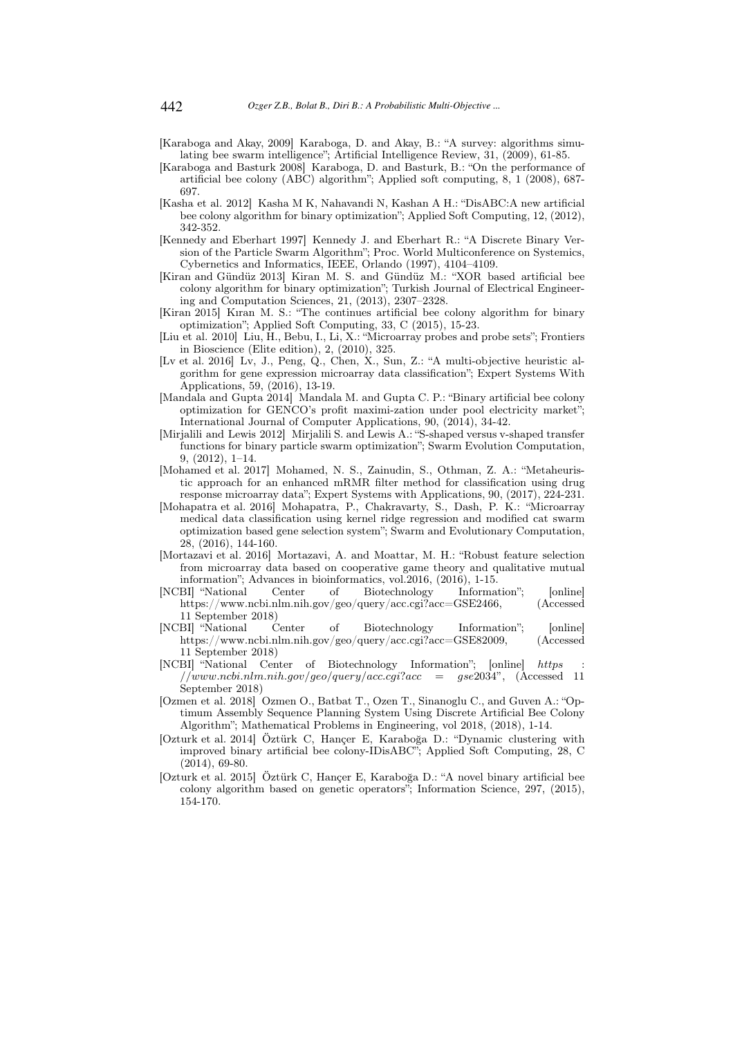[Karaboga and Akay, 2009] Karaboga, D. and Akay, B.: "A survey: algorithms simulating bee swarm intelligence"; Artificial Intelligence Review, 31, (2009), 61-85.

[Karaboga and Basturk 2008] Karaboga, D. and Basturk, B.: "On the performance of artificial bee colony (ABC) algorithm"; Applied soft computing, 8, 1 (2008), 687-697.

[Kasha et al. 2012] Kasha M K, Nahavandi N, Kashan A H.: "DisABC:A new artificial bee colony algorithm for binary optimization"; Applied Soft Computing, 12, (2012), 342-352.

[Kennedy and Eberhart 1997] Kennedy J. and Eberhart R.: "A Discrete Binary Version of the Particle Swarm Algorithm"; Proc. World Multiconference on Systemics, Cybernetics and Informatics, IEEE, Orlando (1997), 4104–4109.

[Kiran and Gündüz 2013] Kiran M. S. and Gündüz M.: "XOR based artificial bee colony algorithm for binary optimization"; Turkish Journal of Electrical Engineering and Computation Sciences, 21, (2013), 2307–2328.

[Kiran 2015] Kıran M. S.: "The continues artificial bee colony algorithm for binary optimization"; Applied Soft Computing, 33, C (2015), 15-23.

[Liu et al. 2010] Liu, H., Bebu, I., Li, X.: "Microarray probes and probe sets"; Frontiers in Bioscience (Elite edition), 2, (2010), 325.

[Lv et al. 2016] Lv, J., Peng, Q., Chen, X., Sun, Z.: "A multi-objective heuristic algorithm for gene expression microarray data classification"; Expert Systems With Applications, 59, (2016), 13-19.

[Mandala and Gupta 2014] Mandala M. and Gupta C. P.: "Binary artificial bee colony optimization for GENCO's profit maximi-zation under pool electricity market"; International Journal of Computer Applications, 90, (2014), 34-42.

[Mirjalili and Lewis 2012] Mirjalili S. and Lewis A.: "S-shaped versus v-shaped transfer functions for binary particle swarm optimization"; Swarm Evolution Computation, 9, (2012), 1–14.

[Mohamed et al. 2017] Mohamed, N. S., Zainudin, S., Othman, Z. A.: "Metaheuristic approach for an enhanced mRMR filter method for classification using drug response microarray data"; Expert Systems with Applications, 90, (2017), 224-231.

[Mohapatra et al. 2016] Mohapatra, P., Chakravarty, S., Dash, P. K.: "Microarray medical data classification using kernel ridge regression and modified cat swarm optimization based gene selection system"; Swarm and Evolutionary Computation, 28, (2016), 144-160.

[Mortazavi et al. 2016] Mortazavi, A. and Moattar, M. H.: "Robust feature selection from microarray data based on cooperative game theory and qualitative mutual information"; Advances in bioinformatics, vol.2016, (2016), 1-15.

[NCBI] "National Center of Biotechnology Information"; [online] https://www.ncbi.nlm.nih.gov/geo/query/acc.cgi?acc=GSE2466, (Accessed 11 September 2018)

[NCBI] "National Center of Biotechnology Information"; [online] https://www.ncbi.nlm.nih.gov/geo/query/acc.cgi?acc=GSE82009, (Accessed 11 September 2018)

[NCBI] "National Center of Biotechnology Information"; [online] *https://www.ncbi.nlm.nih.gov/geo/query/acc.cgi?acc = gse2034*", (Accessed 11 September 2018)

[Ozmen et al. 2018] Ozmen O., Batbat T., Ozen T., Sinanoglu C., and Guven A.: "Optimum Assembly Sequence Planning System Using Discrete Artificial Bee Colony Algorithm"; Mathematical Problems in Engineering, vol 2018, (2018), 1-14.

[Ozturk et al. 2014] Öztürk C, Hançer E, Karaboğa D.: "Dynamic clustering with improved binary artificial bee colony-IDisABC"; Applied Soft Computing, 28, C (2014), 69-80.

[Ozturk et al. 2015] Öztürk C, Hançer E, Karaboğa D.: "A novel binary artificial bee colony algorithm based on genetic operators"; Information Science, 297, (2015), 154-170.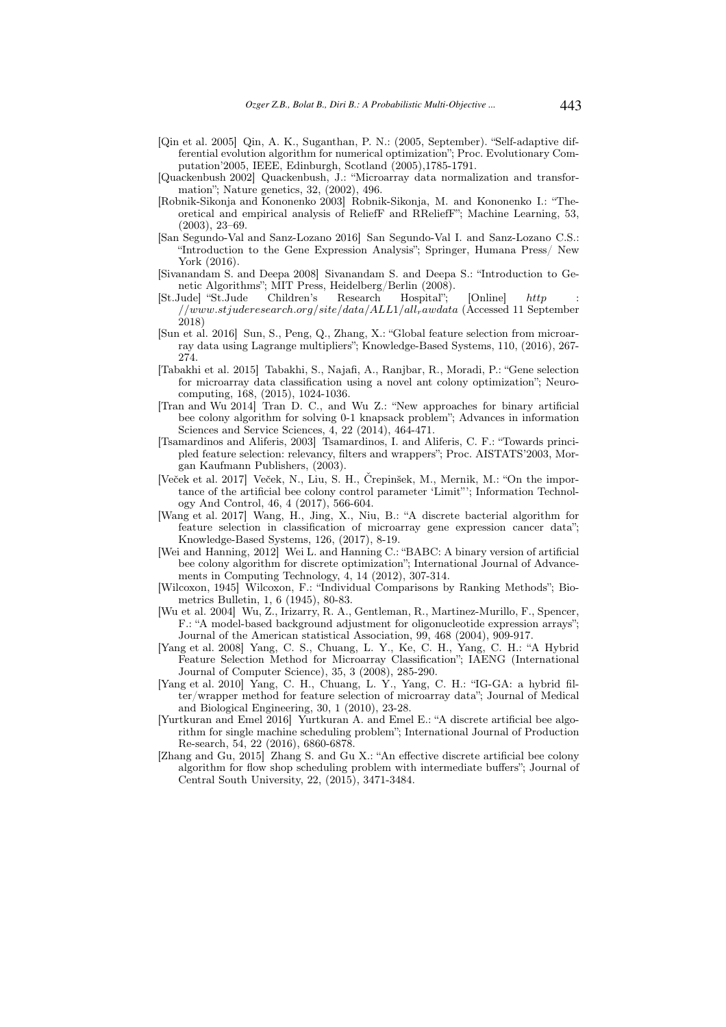[Qin et al. 2005] Qin, A. K., Suganthan, P. N.: (2005, September). "Self-adaptive differential evolution algorithm for numerical optimization"; Proc. Evolutionary Computation'2005, IEEE, Edinburgh, Scotland (2005),1785-1791.

[Quackenbush 2002] Quackenbush, J.: "Microarray data normalization and transformation"; Nature genetics, 32, (2002), 496.

[Robnik-Sikonja and Kononenko 2003] Robnik-Sikonja, M. and Kononenko I.: "Theoretical and empirical analysis of ReliefF and RReliefF"; Machine Learning, 53, (2003), 23–69.

[San Segundo-Val and Sanz-Lozano 2016] San Segundo-Val I. and Sanz-Lozano C.S.: "Introduction to the Gene Expression Analysis"; Springer, Humana Press/ New York (2016).

[Sivanandam S. and Deepa 2008] Sivanandam S. and Deepa S.: "Introduction to Genetic Algorithms"; MIT Press, Heidelberg/Berlin (2008).

[St.Jude] "St.Jude Children's Research Hospital"; [Online] *http://www.stjuderesearch.org/site/data/ALL1/all_rawdata* (Accessed 11 September 2018)

[Sun et al. 2016] Sun, S., Peng, Q., Zhang, X.: "Global feature selection from microarray data using Lagrange multipliers"; Knowledge-Based Systems, 110, (2016), 267-274.

[Tabakhi et al. 2015] Tabakhi, S., Najafi, A., Ranjbar, R., Moradi, P.: "Gene selection for microarray data classification using a novel ant colony optimization"; Neurocomputing, 168, (2015), 1024-1036.

[Tran and Wu 2014] Tran D. C., and Wu Z.: "New approaches for binary artificial bee colony algorithm for solving 0-1 knapsack problem"; Advances in information Sciences and Service Sciences, 4, 22 (2014), 464-471.

[Tsamardinos and Aliferis, 2003] Tsamardinos, I. and Aliferis, C. F.: "Towards principled feature selection: relevancy, filters and wrappers"; Proc. AISTATS'2003, Morgan Kaufmann Publishers, (2003).

[Veček et al. 2017] Veček, N., Liu, S. H., Črepinšek, M., Mernik, M.: "On the importance of the artificial bee colony control parameter 'Limit"'; Information Technology And Control, 46, 4 (2017), 566-604.

[Wang et al. 2017] Wang, H., Jing, X., Niu, B.: "A discrete bacterial algorithm for feature selection in classification of microarray gene expression cancer data"; Knowledge-Based Systems, 126, (2017), 8-19.

[Wei and Hanning, 2012] Wei L. and Hanning C.: "BABC: A binary version of artificial bee colony algorithm for discrete optimization"; International Journal of Advancements in Computing Technology, 4, 14 (2012), 307-314.

[Wilcoxon, 1945] Wilcoxon, F.: "Individual Comparisons by Ranking Methods"; Biometrics Bulletin, 1, 6 (1945), 80-83.

[Wu et al. 2004] Wu, Z., Irizarry, R. A., Gentleman, R., Martinez-Murillo, F., Spencer, F.: "A model-based background adjustment for oligonucleotide expression arrays"; Journal of the American statistical Association, 99, 468 (2004), 909-917.

[Yang et al. 2008] Yang, C. S., Chuang, L. Y., Ke, C. H., Yang, C. H.: "A Hybrid Feature Selection Method for Microarray Classification"; IAENG (International Journal of Computer Science), 35, 3 (2008), 285-290.

[Yang et al. 2010] Yang, C. H., Chuang, L. Y., Yang, C. H.: "IG-GA: a hybrid filter/wrapper method for feature selection of microarray data"; Journal of Medical and Biological Engineering, 30, 1 (2010), 23-28.

[Yurtkuran and Emel 2016] Yurtkuran A. and Emel E.: "A discrete artificial bee algorithm for single machine scheduling problem"; International Journal of Production Re-search, 54, 22 (2016), 6860-6878.

[Zhang and Gu, 2015] Zhang S. and Gu X.: "An effective discrete artificial bee colony algorithm for flow shop scheduling problem with intermediate buffers"; Journal of Central South University, 22, (2015), 3471-3484.